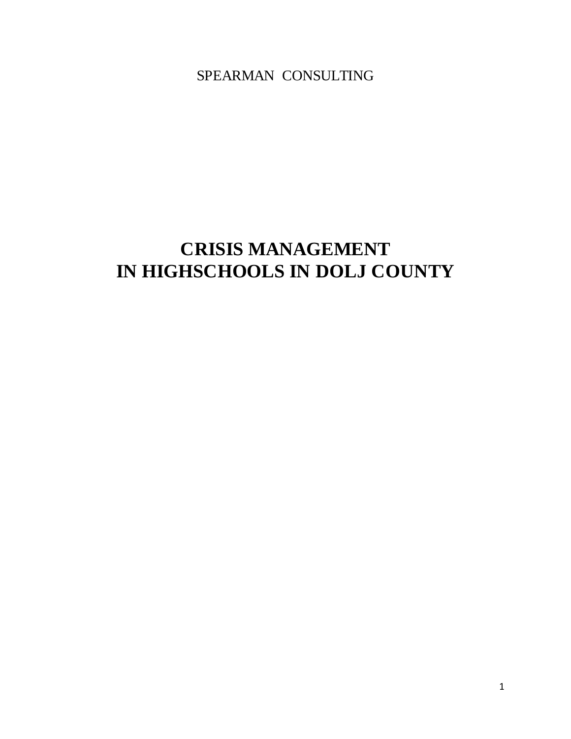SPEARMAN CONSULTING

# CRISIS MANAGEMENT
# IN HIGHSCHOOLS IN DOLJ COUNTY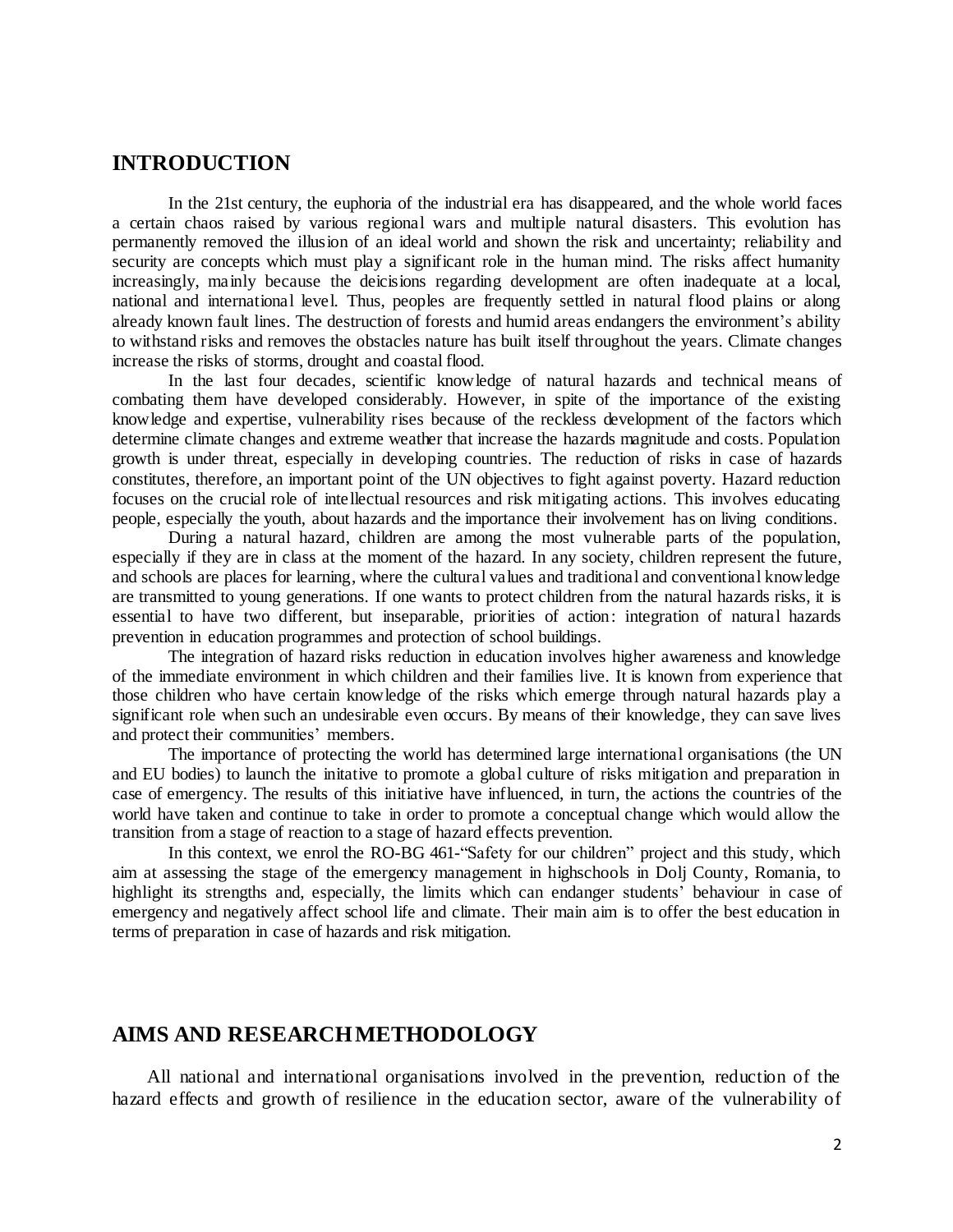## INTRODUCTION

In the 21st century, the euphoria of the industrial era has disappeared, and the whole world faces a certain chaos raised by various regional wars and multiple natural disasters. This evolution has permanently removed the illusion of an ideal world and shown the risk and uncertainty; reliability and security are concepts which must play a significant role in the human mind. The risks affect humanity increasingly, mainly because the deicisions regarding development are often inadequate at a local, national and international level. Thus, peoples are frequently settled in natural flood plains or along already known fault lines. The destruction of forests and humid areas endangers the environment's ability to withstand risks and removes the obstacles nature has built itself throughout the years. Climate changes increase the risks of storms, drought and coastal flood.

In the last four decades, scientific knowledge of natural hazards and technical means of combating them have developed considerably. However, in spite of the importance of the existing knowledge and expertise, vulnerability rises because of the reckless development of the factors which determine climate changes and extreme weather that increase the hazards magnitude and costs. Population growth is under threat, especially in developing countries. The reduction of risks in case of hazards constitutes, therefore, an important point of the UN objectives to fight against poverty. Hazard reduction focuses on the crucial role of intellectual resources and risk mitigating actions. This involves educating people, especially the youth, about hazards and the importance their involvement has on living conditions.

During a natural hazard, children are among the most vulnerable parts of the population, especially if they are in class at the moment of the hazard. In any society, children represent the future, and schools are places for learning, where the cultural values and traditional and conventional knowledge are transmitted to young generations. If one wants to protect children from the natural hazards risks, it is essential to have two different, but inseparable, priorities of action: integration of natural hazards prevention in education programmes and protection of school buildings.

The integration of hazard risks reduction in education involves higher awareness and knowledge of the immediate environment in which children and their families live. It is known from experience that those children who have certain knowledge of the risks which emerge through natural hazards play a significant role when such an undesirable even occurs. By means of their knowledge, they can save lives and protect their communities' members.

The importance of protecting the world has determined large international organisations (the UN and EU bodies) to launch the initative to promote a global culture of risks mitigation and preparation in case of emergency. The results of this initiative have influenced, in turn, the actions the countries of the world have taken and continue to take in order to promote a conceptual change which would allow the transition from a stage of reaction to a stage of hazard effects prevention.

In this context, we enrol the RO-BG 461-"Safety for our children" project and this study, which aim at assessing the stage of the emergency management in highschools in Dolj County, Romania, to highlight its strengths and, especially, the limits which can endanger students' behaviour in case of emergency and negatively affect school life and climate. Their main aim is to offer the best education in terms of preparation in case of hazards and risk mitigation.

## AIMS AND RESEARCH METHODOLOGY

All national and international organisations involved in the prevention, reduction of the hazard effects and growth of resilience in the education sector, aware of the vulnerability of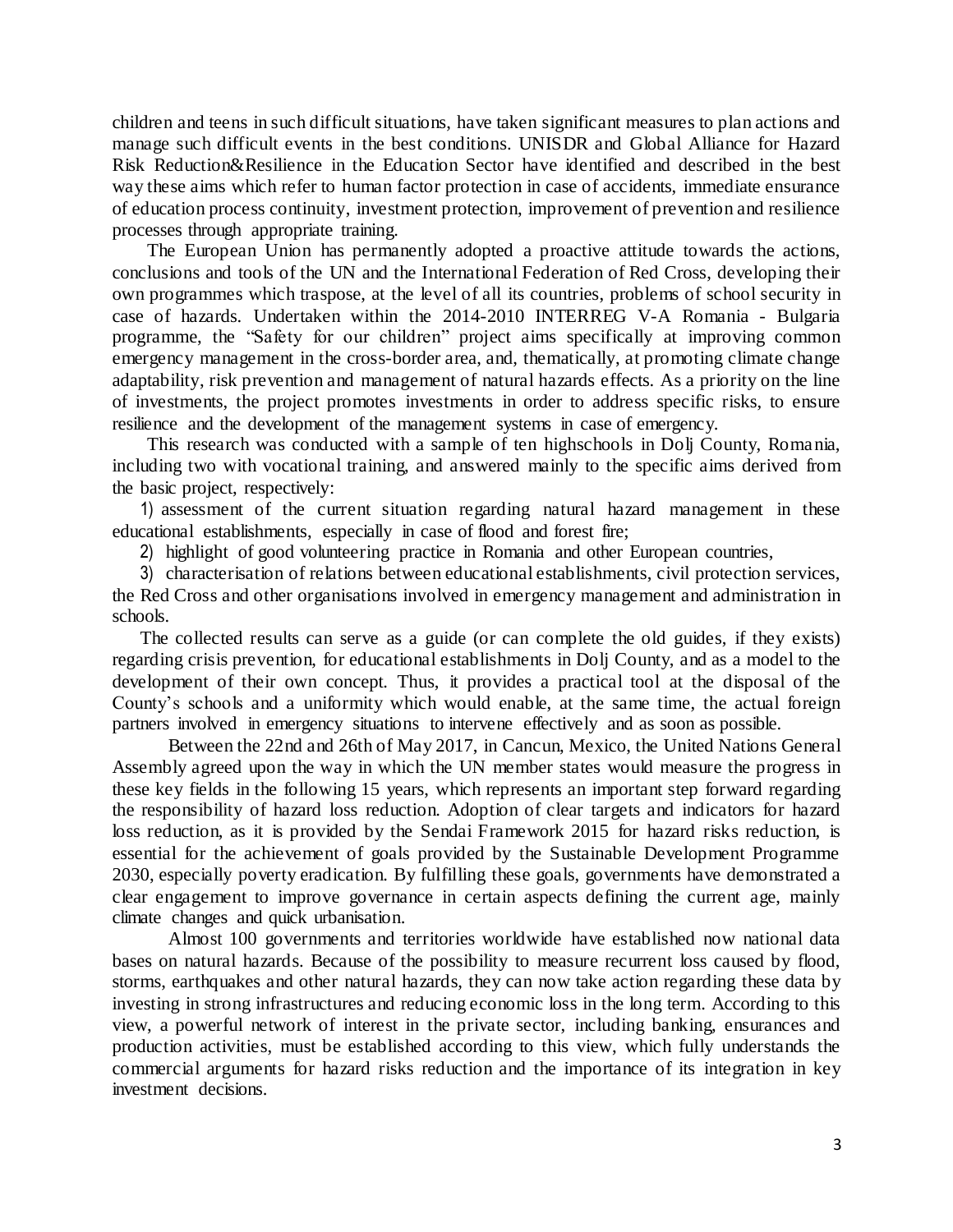children and teens in such difficult situations, have taken significant measures to plan actions and manage such difficult events in the best conditions. UNISDR and Global Alliance for Hazard Risk Reduction&Resilience in the Education Sector have identified and described in the best way these aims which refer to human factor protection in case of accidents, immediate ensurance of education process continuity, investment protection, improvement of prevention and resilience processes through appropriate training.

The European Union has permanently adopted a proactive attitude towards the actions, conclusions and tools of the UN and the International Federation of Red Cross, developing their own programmes which traspose, at the level of all its countries, problems of school security in case of hazards. Undertaken within the 2014-2010 INTERREG V-A Romania - Bulgaria programme, the "Safety for our children" project aims specifically at improving common emergency management in the cross-border area, and, thematically, at promoting climate change adaptability, risk prevention and management of natural hazards effects. As a priority on the line of investments, the project promotes investments in order to address specific risks, to ensure resilience and the development of the management systems in case of emergency.

This research was conducted with a sample of ten highschools in Dolj County, Romania, including two with vocational training, and answered mainly to the specific aims derived from the basic project, respectively:

1) assessment of the current situation regarding natural hazard management in these educational establishments, especially in case of flood and forest fire;

2) highlight of good volunteering practice in Romania and other European countries,

3) characterisation of relations between educational establishments, civil protection services, the Red Cross and other organisations involved in emergency management and administration in schools.

The collected results can serve as a guide (or can complete the old guides, if they exists) regarding crisis prevention, for educational establishments in Dolj County, and as a model to the development of their own concept. Thus, it provides a practical tool at the disposal of the County's schools and a uniformity which would enable, at the same time, the actual foreign partners involved in emergency situations to intervene effectively and as soon as possible.

Between the 22nd and 26th of May 2017, in Cancun, Mexico, the United Nations General Assembly agreed upon the way in which the UN member states would measure the progress in these key fields in the following 15 years, which represents an important step forward regarding the responsibility of hazard loss reduction. Adoption of clear targets and indicators for hazard loss reduction, as it is provided by the Sendai Framework 2015 for hazard risks reduction, is essential for the achievement of goals provided by the Sustainable Development Programme 2030, especially poverty eradication. By fulfilling these goals, governments have demonstrated a clear engagement to improve governance in certain aspects defining the current age, mainly climate changes and quick urbanisation.

Almost 100 governments and territories worldwide have established now national data bases on natural hazards. Because of the possibility to measure recurrent loss caused by flood, storms, earthquakes and other natural hazards, they can now take action regarding these data by investing in strong infrastructures and reducing economic loss in the long term. According to this view, a powerful network of interest in the private sector, including banking, ensurances and production activities, must be established according to this view, which fully understands the commercial arguments for hazard risks reduction and the importance of its integration in key investment decisions.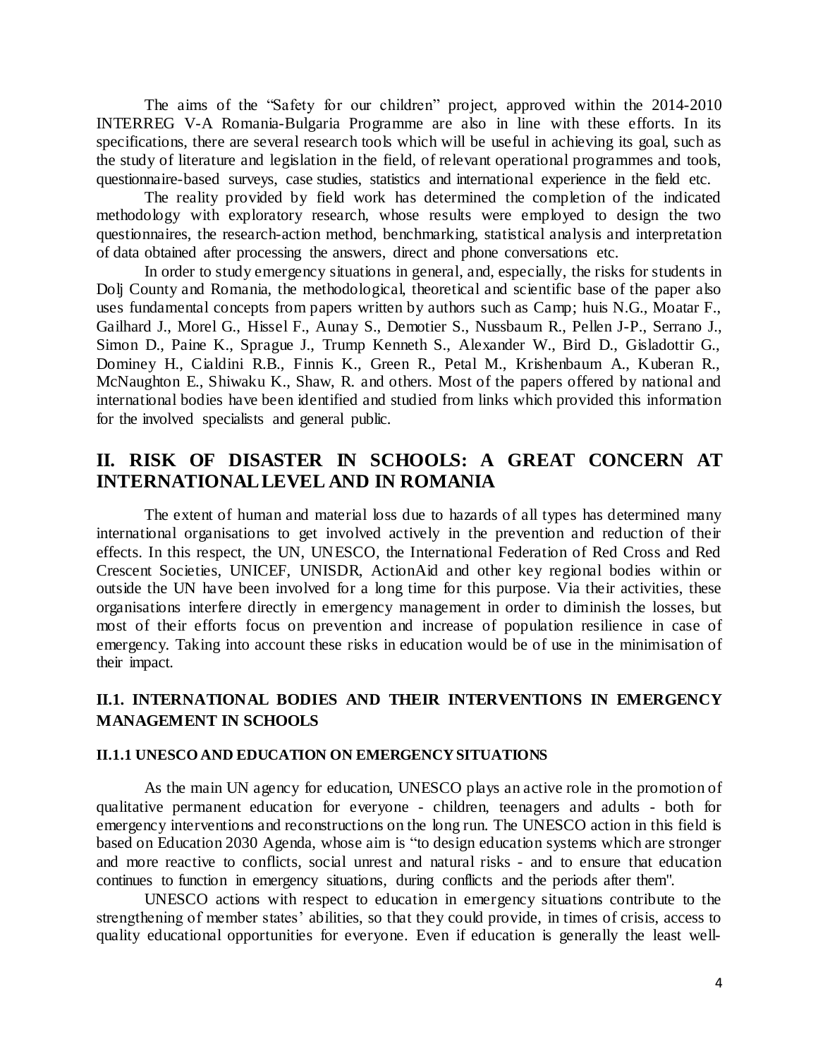The aims of the "Safety for our children" project, approved within the 2014-2010 INTERREG V-A Romania-Bulgaria Programme are also in line with these efforts. In its specifications, there are several research tools which will be useful in achieving its goal, such as the study of literature and legislation in the field, of relevant operational programmes and tools, questionnaire-based surveys, case studies, statistics and international experience in the field etc.

The reality provided by field work has determined the completion of the indicated methodology with exploratory research, whose results were employed to design the two questionnaires, the research-action method, benchmarking, statistical analysis and interpretation of data obtained after processing the answers, direct and phone conversations etc.

In order to study emergency situations in general, and, especially, the risks for students in Dolj County and Romania, the methodological, theoretical and scientific base of the paper also uses fundamental concepts from papers written by authors such as Camp; huis N.G., Moatar F., Gailhard J., Morel G., Hissel F., Aunay S., Demotier S., Nussbaum R., Pellen J-P., Serrano J., Simon D., Paine K., Sprague J., Trump Kenneth S., Alexander W., Bird D., Gisladottir G., Dominey H., Cialdini R.B., Finnis K., Green R., Petal M., Krishenbaum A., Kuberan R., McNaughton E., Shiwaku K., Shaw, R. and others. Most of the papers offered by national and international bodies have been identified and studied from links which provided this information for the involved specialists and general public.

## II. RISK OF DISASTER IN SCHOOLS: A GREAT CONCERN AT INTERNATIONAL LEVEL AND IN ROMANIA

The extent of human and material loss due to hazards of all types has determined many international organisations to get involved actively in the prevention and reduction of their effects. In this respect, the UN, UNESCO, the International Federation of Red Cross and Red Crescent Societies, UNICEF, UNISDR, ActionAid and other key regional bodies within or outside the UN have been involved for a long time for this purpose. Via their activities, these organisations interfere directly in emergency management in order to diminish the losses, but most of their efforts focus on prevention and increase of population resilience in case of emergency. Taking into account these risks in education would be of use in the minimisation of their impact.

### II.1. INTERNATIONAL BODIES AND THEIR INTERVENTIONS IN EMERGENCY MANAGEMENT IN SCHOOLS

#### II.1.1 UNESCO AND EDUCATION ON EMERGENCY SITUATIONS

As the main UN agency for education, UNESCO plays an active role in the promotion of qualitative permanent education for everyone - children, teenagers and adults - both for emergency interventions and reconstructions on the long run. The UNESCO action in this field is based on Education 2030 Agenda, whose aim is "to design education systems which are stronger and more reactive to conflicts, social unrest and natural risks - and to ensure that education continues to function in emergency situations, during conflicts and the periods after them".

UNESCO actions with respect to education in emergency situations contribute to the strengthening of member states' abilities, so that they could provide, in times of crisis, access to quality educational opportunities for everyone. Even if education is generally the least well-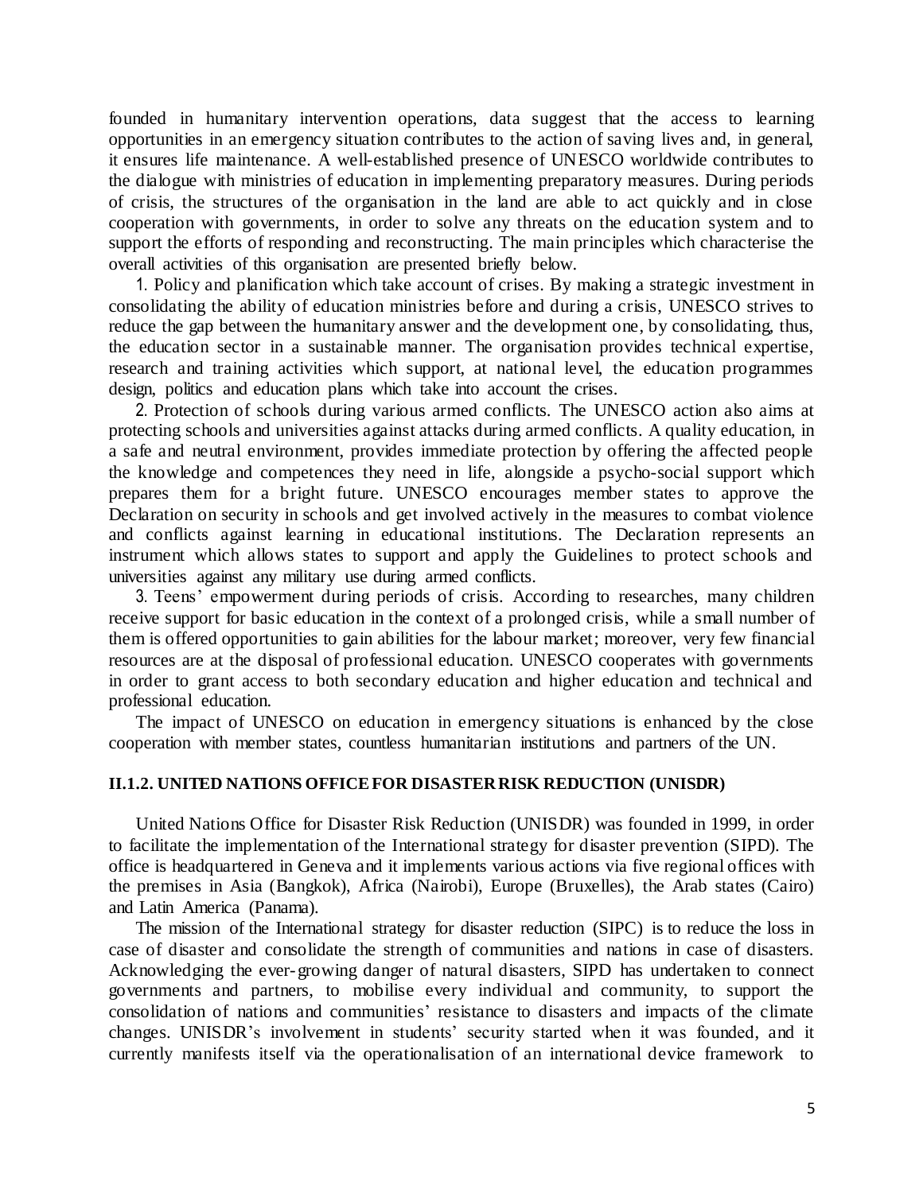founded in humanitary intervention operations, data suggest that the access to learning opportunities in an emergency situation contributes to the action of saving lives and, in general, it ensures life maintenance. A well-established presence of UNESCO worldwide contributes to the dialogue with ministries of education in implementing preparatory measures. During periods of crisis, the structures of the organisation in the land are able to act quickly and in close cooperation with governments, in order to solve any threats on the education system and to support the efforts of responding and reconstructing. The main principles which characterise the overall activities of this organisation are presented briefly below.

1. Policy and planification which take account of crises. By making a strategic investment in consolidating the ability of education ministries before and during a crisis, UNESCO strives to reduce the gap between the humanitary answer and the development one, by consolidating, thus, the education sector in a sustainable manner. The organisation provides technical expertise, research and training activities which support, at national level, the education programmes design, politics and education plans which take into account the crises.

2. Protection of schools during various armed conflicts. The UNESCO action also aims at protecting schools and universities against attacks during armed conflicts. A quality education, in a safe and neutral environment, provides immediate protection by offering the affected people the knowledge and competences they need in life, alongside a psycho-social support which prepares them for a bright future. UNESCO encourages member states to approve the Declaration on security in schools and get involved actively in the measures to combat violence and conflicts against learning in educational institutions. The Declaration represents an instrument which allows states to support and apply the Guidelines to protect schools and universities against any military use during armed conflicts.

3. Teens' empowerment during periods of crisis. According to researches, many children receive support for basic education in the context of a prolonged crisis, while a small number of them is offered opportunities to gain abilities for the labour market; moreover, very few financial resources are at the disposal of professional education. UNESCO cooperates with governments in order to grant access to both secondary education and higher education and technical and professional education.

The impact of UNESCO on education in emergency situations is enhanced by the close cooperation with member states, countless humanitarian institutions and partners of the UN.

### II.1.2. UNITED NATIONS OFFICE FOR DISASTER RISK REDUCTION (UNISDR)

United Nations Office for Disaster Risk Reduction (UNISDR) was founded in 1999, in order to facilitate the implementation of the International strategy for disaster prevention (SIPD). The office is headquartered in Geneva and it implements various actions via five regional offices with the premises in Asia (Bangkok), Africa (Nairobi), Europe (Bruxelles), the Arab states (Cairo) and Latin America (Panama).

The mission of the International strategy for disaster reduction (SIPC) is to reduce the loss in case of disaster and consolidate the strength of communities and nations in case of disasters. Acknowledging the ever-growing danger of natural disasters, SIPD has undertaken to connect governments and partners, to mobilise every individual and community, to support the consolidation of nations and communities' resistance to disasters and impacts of the climate changes. UNISDR's involvement in students' security started when it was founded, and it currently manifests itself via the operationalisation of an international device framework to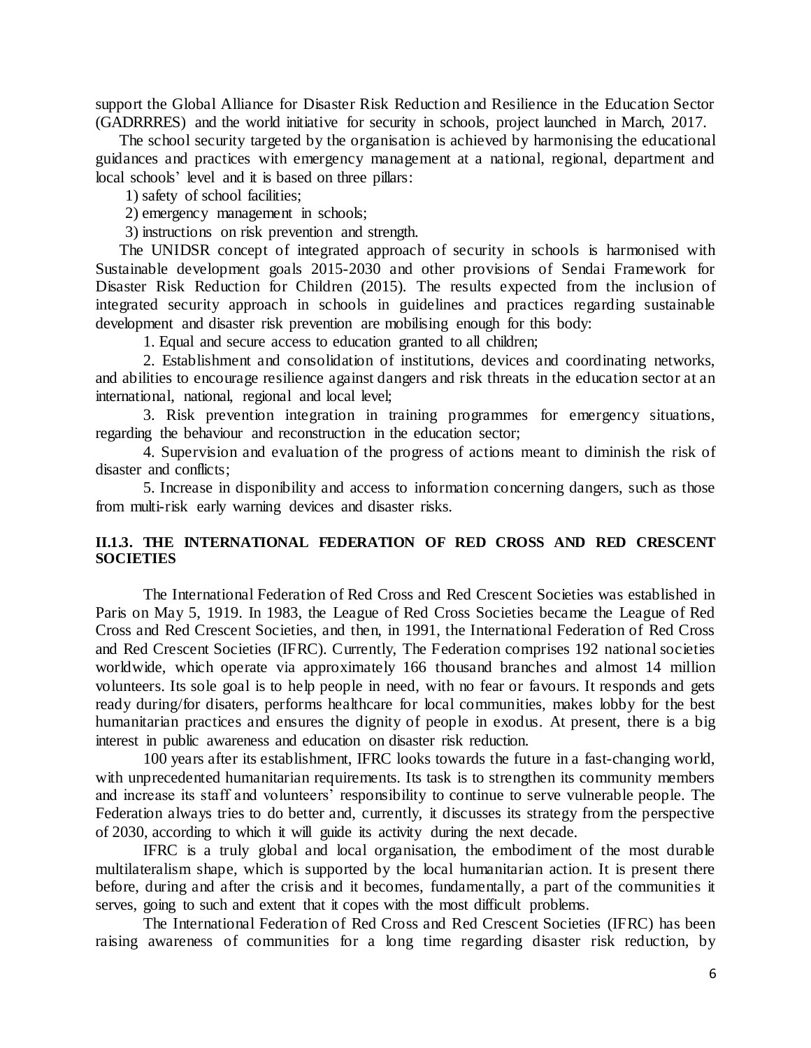support the Global Alliance for Disaster Risk Reduction and Resilience in the Education Sector (GADRRRES) and the world initiative for security in schools, project launched in March, 2017.

The school security targeted by the organisation is achieved by harmonising the educational guidances and practices with emergency management at a national, regional, department and local schools' level and it is based on three pillars:

1) safety of school facilities;
2) emergency management in schools;
3) instructions on risk prevention and strength.

The UNIDSR concept of integrated approach of security in schools is harmonised with Sustainable development goals 2015-2030 and other provisions of Sendai Framework for Disaster Risk Reduction for Children (2015). The results expected from the inclusion of integrated security approach in schools in guidelines and practices regarding sustainable development and disaster risk prevention are mobilising enough for this body:

1. Equal and secure access to education granted to all children;
2. Establishment and consolidation of institutions, devices and coordinating networks, and abilities to encourage resilience against dangers and risk threats in the education sector at an international, national, regional and local level;
3. Risk prevention integration in training programmes for emergency situations, regarding the behaviour and reconstruction in the education sector;
4. Supervision and evaluation of the progress of actions meant to diminish the risk of disaster and conflicts;
5. Increase in disponibility and access to information concerning dangers, such as those from multi-risk early warning devices and disaster risks.

### II.1.3. THE INTERNATIONAL FEDERATION OF RED CROSS AND RED CRESCENT SOCIETIES

The International Federation of Red Cross and Red Crescent Societies was established in Paris on May 5, 1919. In 1983, the League of Red Cross Societies became the League of Red Cross and Red Crescent Societies, and then, in 1991, the International Federation of Red Cross and Red Crescent Societies (IFRC). Currently, The Federation comprises 192 national societies worldwide, which operate via approximately 166 thousand branches and almost 14 million volunteers. Its sole goal is to help people in need, with no fear or favours. It responds and gets ready during/for disaters, performs healthcare for local communities, makes lobby for the best humanitarian practices and ensures the dignity of people in exodus. At present, there is a big interest in public awareness and education on disaster risk reduction.

100 years after its establishment, IFRC looks towards the future in a fast-changing world, with unprecedented humanitarian requirements. Its task is to strengthen its community members and increase its staff and volunteers' responsibility to continue to serve vulnerable people. The Federation always tries to do better and, currently, it discusses its strategy from the perspective of 2030, according to which it will guide its activity during the next decade.

IFRC is a truly global and local organisation, the embodiment of the most durable multilateralism shape, which is supported by the local humanitarian action. It is present there before, during and after the crisis and it becomes, fundamentally, a part of the communities it serves, going to such and extent that it copes with the most difficult problems.

The International Federation of Red Cross and Red Crescent Societies (IFRC) has been raising awareness of communities for a long time regarding disaster risk reduction, by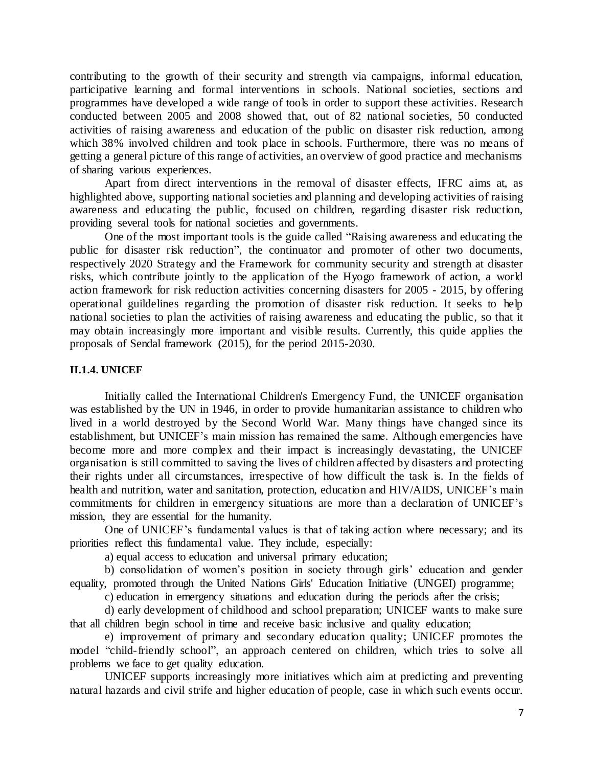contributing to the growth of their security and strength via campaigns, informal education, participative learning and formal interventions in schools. National societies, sections and programmes have developed a wide range of tools in order to support these activities. Research conducted between 2005 and 2008 showed that, out of 82 national societies, 50 conducted activities of raising awareness and education of the public on disaster risk reduction, among which 38% involved children and took place in schools. Furthermore, there was no means of getting a general picture of this range of activities, an overview of good practice and mechanisms of sharing various experiences.

Apart from direct interventions in the removal of disaster effects, IFRC aims at, as highlighted above, supporting national societies and planning and developing activities of raising awareness and educating the public, focused on children, regarding disaster risk reduction, providing several tools for national societies and governments.

One of the most important tools is the guide called "Raising awareness and educating the public for disaster risk reduction", the continuator and promoter of other two documents, respectively 2020 Strategy and the Framework for community security and strength at disaster risks, which contribute jointly to the application of the Hyogo framework of action, a world action framework for risk reduction activities concerning disasters for 2005 - 2015, by offering operational guildelines regarding the promotion of disaster risk reduction. It seeks to help national societies to plan the activities of raising awareness and educating the public, so that it may obtain increasingly more important and visible results. Currently, this quide applies the proposals of Sendal framework (2015), for the period 2015-2030.

#### II.1.4. UNICEF

Initially called the International Children's Emergency Fund, the UNICEF organisation was established by the UN in 1946, in order to provide humanitarian assistance to children who lived in a world destroyed by the Second World War. Many things have changed since its establishment, but UNICEF's main mission has remained the same. Although emergencies have become more and more complex and their impact is increasingly devastating, the UNICEF organisation is still committed to saving the lives of children affected by disasters and protecting their rights under all circumstances, irrespective of how difficult the task is. In the fields of health and nutrition, water and sanitation, protection, education and HIV/AIDS, UNICEF's main commitments for children in emergency situations are more than a declaration of UNICEF's mission, they are essential for the humanity.

One of UNICEF's fundamental values is that of taking action where necessary; and its priorities reflect this fundamental value. They include, especially:

a) equal access to education and universal primary education;

b) consolidation of women's position in society through girls' education and gender equality, promoted through the United Nations Girls' Education Initiative (UNGEI) programme;

c) education in emergency situations and education during the periods after the crisis;

d) early development of childhood and school preparation; UNICEF wants to make sure that all children begin school in time and receive basic inclusive and quality education;

e) improvement of primary and secondary education quality; UNICEF promotes the model "child-friendly school", an approach centered on children, which tries to solve all problems we face to get quality education.

UNICEF supports increasingly more initiatives which aim at predicting and preventing natural hazards and civil strife and higher education of people, case in which such events occur.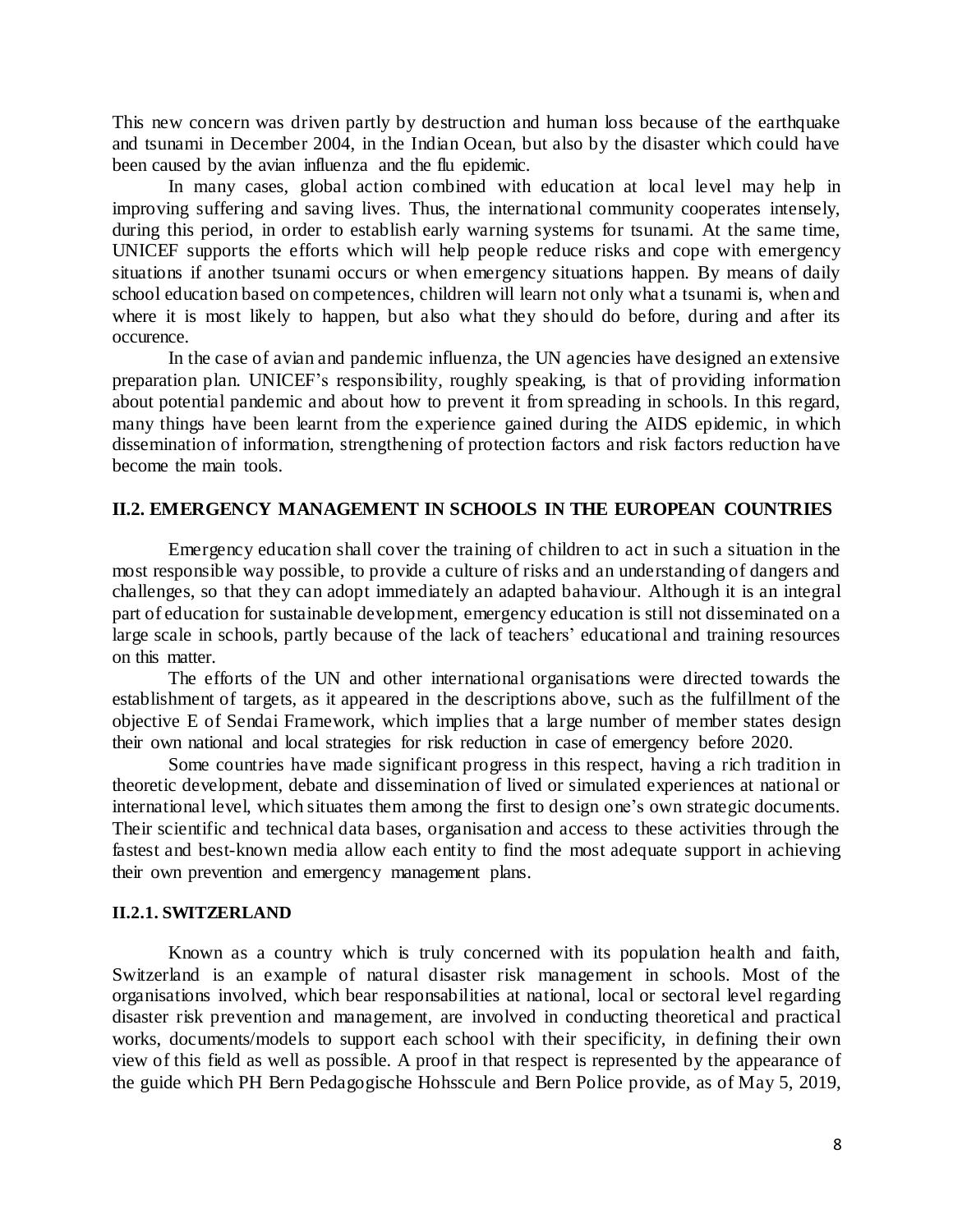This new concern was driven partly by destruction and human loss because of the earthquake and tsunami in December 2004, in the Indian Ocean, but also by the disaster which could have been caused by the avian influenza and the flu epidemic.

In many cases, global action combined with education at local level may help in improving suffering and saving lives. Thus, the international community cooperates intensely, during this period, in order to establish early warning systems for tsunami. At the same time, UNICEF supports the efforts which will help people reduce risks and cope with emergency situations if another tsunami occurs or when emergency situations happen. By means of daily school education based on competences, children will learn not only what a tsunami is, when and where it is most likely to happen, but also what they should do before, during and after its occurence.

In the case of avian and pandemic influenza, the UN agencies have designed an extensive preparation plan. UNICEF's responsibility, roughly speaking, is that of providing information about potential pandemic and about how to prevent it from spreading in schools. In this regard, many things have been learnt from the experience gained during the AIDS epidemic, in which dissemination of information, strengthening of protection factors and risk factors reduction have become the main tools.

## II.2. EMERGENCY MANAGEMENT IN SCHOOLS IN THE EUROPEAN COUNTRIES

Emergency education shall cover the training of children to act in such a situation in the most responsible way possible, to provide a culture of risks and an understanding of dangers and challenges, so that they can adopt immediately an adapted bahaviour. Although it is an integral part of education for sustainable development, emergency education is still not disseminated on a large scale in schools, partly because of the lack of teachers' educational and training resources on this matter.

The efforts of the UN and other international organisations were directed towards the establishment of targets, as it appeared in the descriptions above, such as the fulfillment of the objective E of Sendai Framework, which implies that a large number of member states design their own national and local strategies for risk reduction in case of emergency before 2020.

Some countries have made significant progress in this respect, having a rich tradition in theoretic development, debate and dissemination of lived or simulated experiences at national or international level, which situates them among the first to design one's own strategic documents. Their scientific and technical data bases, organisation and access to these activities through the fastest and best-known media allow each entity to find the most adequate support in achieving their own prevention and emergency management plans.

### II.2.1. SWITZERLAND

Known as a country which is truly concerned with its population health and faith, Switzerland is an example of natural disaster risk management in schools. Most of the organisations involved, which bear responsabilities at national, local or sectoral level regarding disaster risk prevention and management, are involved in conducting theoretical and practical works, documents/models to support each school with their specificity, in defining their own view of this field as well as possible. A proof in that respect is represented by the appearance of the guide which PH Bern Pedagogische Hohsscule and Bern Police provide, as of May 5, 2019,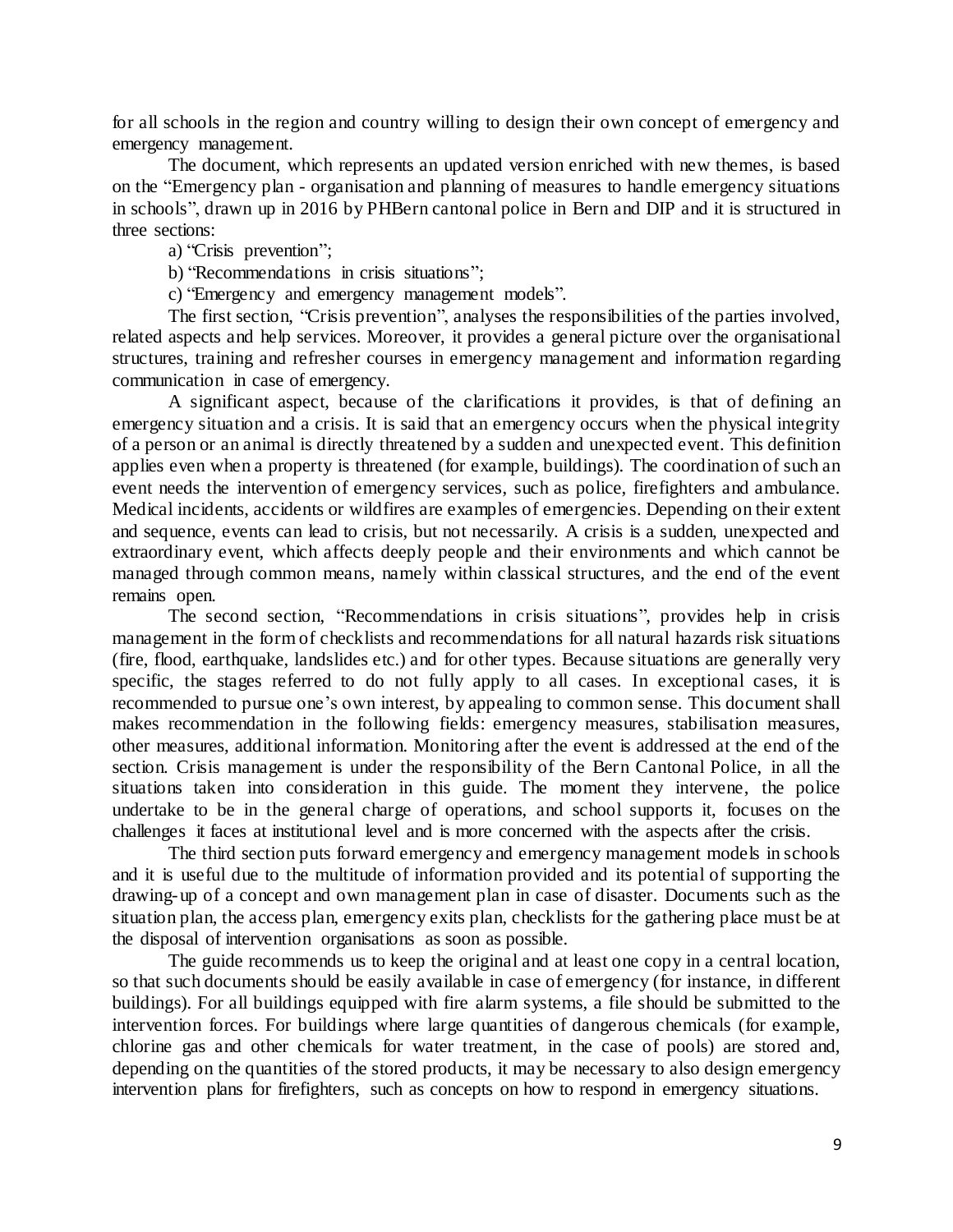for all schools in the region and country willing to design their own concept of emergency and emergency management.

The document, which represents an updated version enriched with new themes, is based on the "Emergency plan - organisation and planning of measures to handle emergency situations in schools", drawn up in 2016 by PHBern cantonal police in Bern and DIP and it is structured in three sections:

a) "Crisis prevention";

b) "Recommendations in crisis situations";

c) "Emergency and emergency management models".

The first section, "Crisis prevention", analyses the responsibilities of the parties involved, related aspects and help services. Moreover, it provides a general picture over the organisational structures, training and refresher courses in emergency management and information regarding communication in case of emergency.

A significant aspect, because of the clarifications it provides, is that of defining an emergency situation and a crisis. It is said that an emergency occurs when the physical integrity of a person or an animal is directly threatened by a sudden and unexpected event. This definition applies even when a property is threatened (for example, buildings). The coordination of such an event needs the intervention of emergency services, such as police, firefighters and ambulance. Medical incidents, accidents or wildfires are examples of emergencies. Depending on their extent and sequence, events can lead to crisis, but not necessarily. A crisis is a sudden, unexpected and extraordinary event, which affects deeply people and their environments and which cannot be managed through common means, namely within classical structures, and the end of the event remains open.

The second section, "Recommendations in crisis situations", provides help in crisis management in the form of checklists and recommendations for all natural hazards risk situations (fire, flood, earthquake, landslides etc.) and for other types. Because situations are generally very specific, the stages referred to do not fully apply to all cases. In exceptional cases, it is recommended to pursue one's own interest, by appealing to common sense. This document shall makes recommendation in the following fields: emergency measures, stabilisation measures, other measures, additional information. Monitoring after the event is addressed at the end of the section. Crisis management is under the responsibility of the Bern Cantonal Police, in all the situations taken into consideration in this guide. The moment they intervene, the police undertake to be in the general charge of operations, and school supports it, focuses on the challenges it faces at institutional level and is more concerned with the aspects after the crisis.

The third section puts forward emergency and emergency management models in schools and it is useful due to the multitude of information provided and its potential of supporting the drawing-up of a concept and own management plan in case of disaster. Documents such as the situation plan, the access plan, emergency exits plan, checklists for the gathering place must be at the disposal of intervention organisations as soon as possible.

The guide recommends us to keep the original and at least one copy in a central location, so that such documents should be easily available in case of emergency (for instance, in different buildings). For all buildings equipped with fire alarm systems, a file should be submitted to the intervention forces. For buildings where large quantities of dangerous chemicals (for example, chlorine gas and other chemicals for water treatment, in the case of pools) are stored and, depending on the quantities of the stored products, it may be necessary to also design emergency intervention plans for firefighters, such as concepts on how to respond in emergency situations.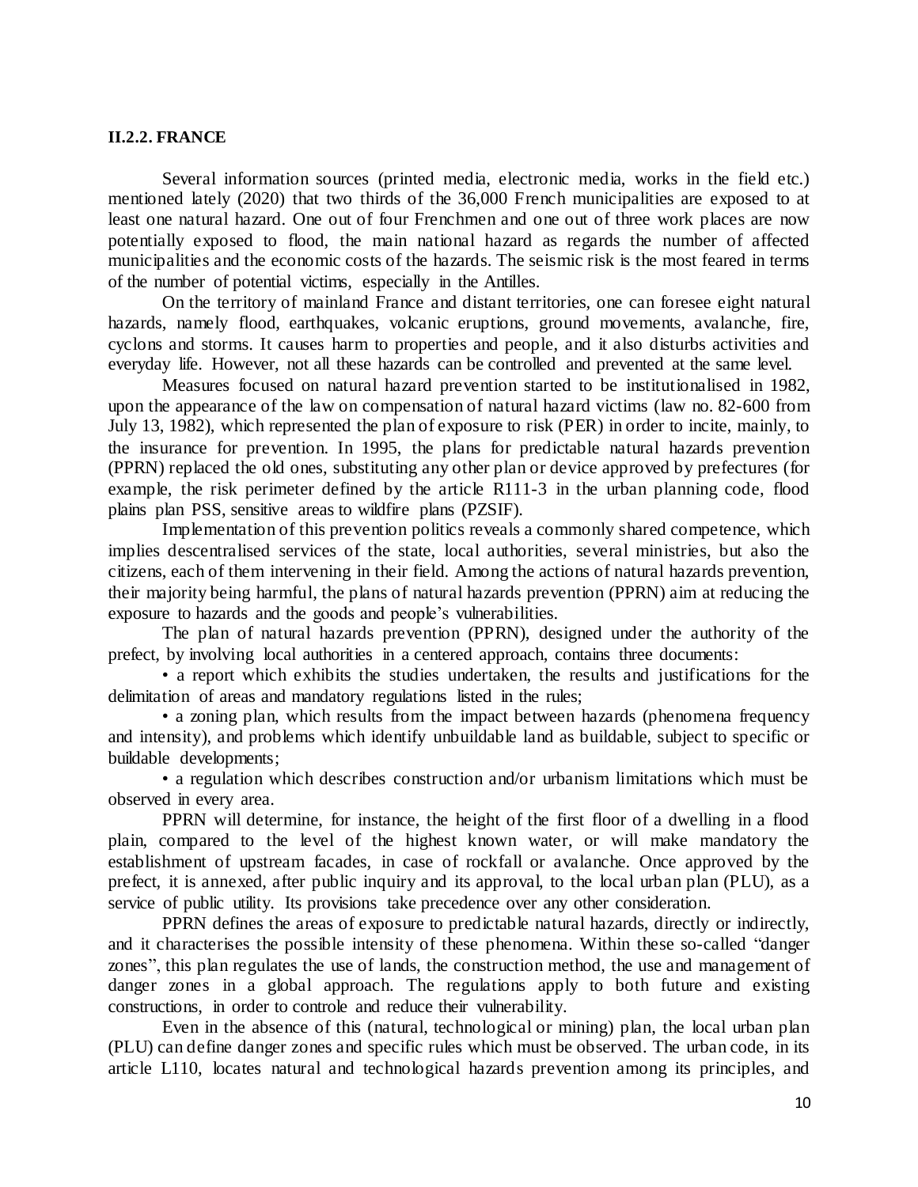### II.2.2. FRANCE

Several information sources (printed media, electronic media, works in the field etc.) mentioned lately (2020) that two thirds of the 36,000 French municipalities are exposed to at least one natural hazard. One out of four Frenchmen and one out of three work places are now potentially exposed to flood, the main national hazard as regards the number of affected municipalities and the economic costs of the hazards. The seismic risk is the most feared in terms of the number of potential victims, especially in the Antilles.

On the territory of mainland France and distant territories, one can foresee eight natural hazards, namely flood, earthquakes, volcanic eruptions, ground movements, avalanche, fire, cyclons and storms. It causes harm to properties and people, and it also disturbs activities and everyday life. However, not all these hazards can be controlled and prevented at the same level.

Measures focused on natural hazard prevention started to be institutionalised in 1982, upon the appearance of the law on compensation of natural hazard victims (law no. 82-600 from July 13, 1982), which represented the plan of exposure to risk (PER) in order to incite, mainly, to the insurance for prevention. In 1995, the plans for predictable natural hazards prevention (PPRN) replaced the old ones, substituting any other plan or device approved by prefectures (for example, the risk perimeter defined by the article R111-3 in the urban planning code, flood plains plan PSS, sensitive areas to wildfire plans (PZSIF).

Implementation of this prevention politics reveals a commonly shared competence, which implies descentralised services of the state, local authorities, several ministries, but also the citizens, each of them intervening in their field. Among the actions of natural hazards prevention, their majority being harmful, the plans of natural hazards prevention (PPRN) aim at reducing the exposure to hazards and the goods and people's vulnerabilities.

The plan of natural hazards prevention (PPRN), designed under the authority of the prefect, by involving local authorities in a centered approach, contains three documents:

- a report which exhibits the studies undertaken, the results and justifications for the delimitation of areas and mandatory regulations listed in the rules;
- a zoning plan, which results from the impact between hazards (phenomena frequency and intensity), and problems which identify unbuildable land as buildable, subject to specific or buildable developments;
- a regulation which describes construction and/or urbanism limitations which must be observed in every area.

PPRN will determine, for instance, the height of the first floor of a dwelling in a flood plain, compared to the level of the highest known water, or will make mandatory the establishment of upstream facades, in case of rockfall or avalanche. Once approved by the prefect, it is annexed, after public inquiry and its approval, to the local urban plan (PLU), as a service of public utility. Its provisions take precedence over any other consideration.

PPRN defines the areas of exposure to predictable natural hazards, directly or indirectly, and it characterises the possible intensity of these phenomena. Within these so-called "danger zones", this plan regulates the use of lands, the construction method, the use and management of danger zones in a global approach. The regulations apply to both future and existing constructions, in order to controle and reduce their vulnerability.

Even in the absence of this (natural, technological or mining) plan, the local urban plan (PLU) can define danger zones and specific rules which must be observed. The urban code, in its article L110, locates natural and technological hazards prevention among its principles, and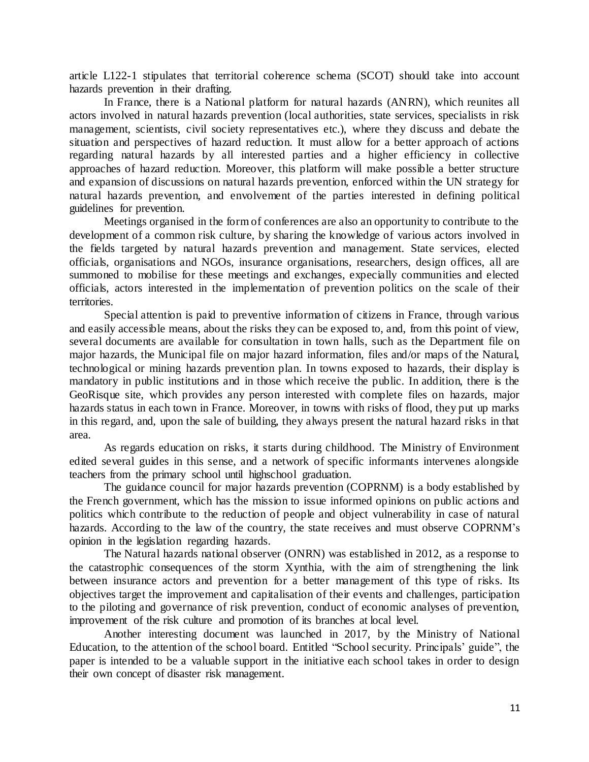article L122-1 stipulates that territorial coherence schema (SCOT) should take into account hazards prevention in their drafting.

In France, there is a National platform for natural hazards (ANRN), which reunites all actors involved in natural hazards prevention (local authorities, state services, specialists in risk management, scientists, civil society representatives etc.), where they discuss and debate the situation and perspectives of hazard reduction. It must allow for a better approach of actions regarding natural hazards by all interested parties and a higher efficiency in collective approaches of hazard reduction. Moreover, this platform will make possible a better structure and expansion of discussions on natural hazards prevention, enforced within the UN strategy for natural hazards prevention, and envolvement of the parties interested in defining political guidelines for prevention.

Meetings organised in the form of conferences are also an opportunity to contribute to the development of a common risk culture, by sharing the knowledge of various actors involved in the fields targeted by natural hazards prevention and management. State services, elected officials, organisations and NGOs, insurance organisations, researchers, design offices, all are summoned to mobilise for these meetings and exchanges, expecially communities and elected officials, actors interested in the implementation of prevention politics on the scale of their territories.

Special attention is paid to preventive information of citizens in France, through various and easily accessible means, about the risks they can be exposed to, and, from this point of view, several documents are available for consultation in town halls, such as the Department file on major hazards, the Municipal file on major hazard information, files and/or maps of the Natural, technological or mining hazards prevention plan. In towns exposed to hazards, their display is mandatory in public institutions and in those which receive the public. In addition, there is the GeoRisque site, which provides any person interested with complete files on hazards, major hazards status in each town in France. Moreover, in towns with risks of flood, they put up marks in this regard, and, upon the sale of building, they always present the natural hazard risks in that area.

As regards education on risks, it starts during childhood. The Ministry of Environment edited several guides in this sense, and a network of specific informants intervenes alongside teachers from the primary school until highschool graduation.

The guidance council for major hazards prevention (COPRNM) is a body established by the French government, which has the mission to issue informed opinions on public actions and politics which contribute to the reduction of people and object vulnerability in case of natural hazards. According to the law of the country, the state receives and must observe COPRNM's opinion in the legislation regarding hazards.

The Natural hazards national observer (ONRN) was established in 2012, as a response to the catastrophic consequences of the storm Xynthia, with the aim of strengthening the link between insurance actors and prevention for a better management of this type of risks. Its objectives target the improvement and capitalisation of their events and challenges, participation to the piloting and governance of risk prevention, conduct of economic analyses of prevention, improvement of the risk culture and promotion of its branches at local level.

Another interesting document was launched in 2017, by the Ministry of National Education, to the attention of the school board. Entitled "School security. Principals' guide", the paper is intended to be a valuable support in the initiative each school takes in order to design their own concept of disaster risk management.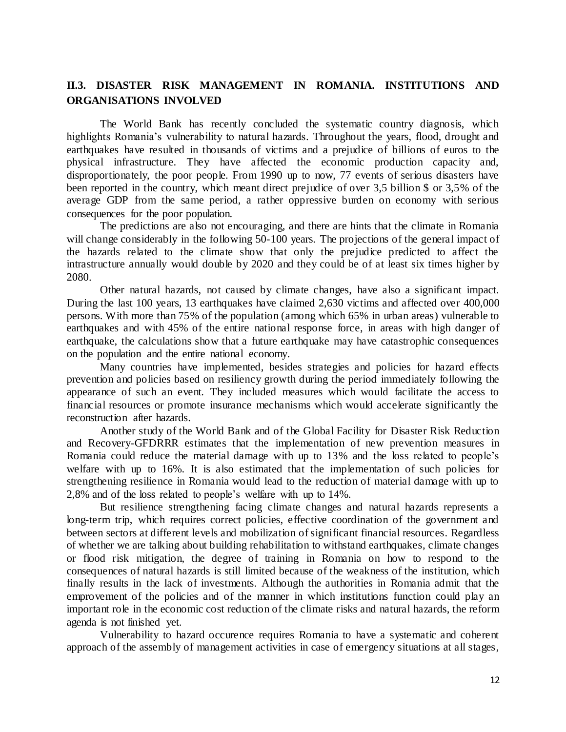## II.3. DISASTER RISK MANAGEMENT IN ROMANIA. INSTITUTIONS AND ORGANISATIONS INVOLVED

The World Bank has recently concluded the systematic country diagnosis, which highlights Romania's vulnerability to natural hazards. Throughout the years, flood, drought and earthquakes have resulted in thousands of victims and a prejudice of billions of euros to the physical infrastructure. They have affected the economic production capacity and, disproportionately, the poor people. From 1990 up to now, 77 events of serious disasters have been reported in the country, which meant direct prejudice of over 3,5 billion $ or 3,5% of the average GDP from the same period, a rather oppressive burden on economy with serious consequences for the poor population.

The predictions are also not encouraging, and there are hints that the climate in Romania will change considerably in the following 50-100 years. The projections of the general impact of the hazards related to the climate show that only the prejudice predicted to affect the intrastructure annually would double by 2020 and they could be of at least six times higher by 2080.

Other natural hazards, not caused by climate changes, have also a significant impact. During the last 100 years, 13 earthquakes have claimed 2,630 victims and affected over 400,000 persons. With more than 75% of the population (among which 65% in urban areas) vulnerable to earthquakes and with 45% of the entire national response force, in areas with high danger of earthquake, the calculations show that a future earthquake may have catastrophic consequences on the population and the entire national economy.

Many countries have implemented, besides strategies and policies for hazard effects prevention and policies based on resiliency growth during the period immediately following the appearance of such an event. They included measures which would facilitate the access to financial resources or promote insurance mechanisms which would accelerate significantly the reconstruction after hazards.

Another study of the World Bank and of the Global Facility for Disaster Risk Reduction and Recovery-GFDRRR estimates that the implementation of new prevention measures in Romania could reduce the material damage with up to 13% and the loss related to people's welfare with up to 16%. It is also estimated that the implementation of such policies for strengthening resilience in Romania would lead to the reduction of material damage with up to 2,8% and of the loss related to people's welfare with up to 14%.

But resilience strengthening facing climate changes and natural hazards represents a long-term trip, which requires correct policies, effective coordination of the government and between sectors at different levels and mobilization of significant financial resources. Regardless of whether we are talking about building rehabilitation to withstand earthquakes, climate changes or flood risk mitigation, the degree of training in Romania on how to respond to the consequences of natural hazards is still limited because of the weakness of the institution, which finally results in the lack of investments. Although the authorities in Romania admit that the emprovement of the policies and of the manner in which institutions function could play an important role in the economic cost reduction of the climate risks and natural hazards, the reform agenda is not finished yet.

Vulnerability to hazard occurence requires Romania to have a systematic and coherent approach of the assembly of management activities in case of emergency situations at all stages,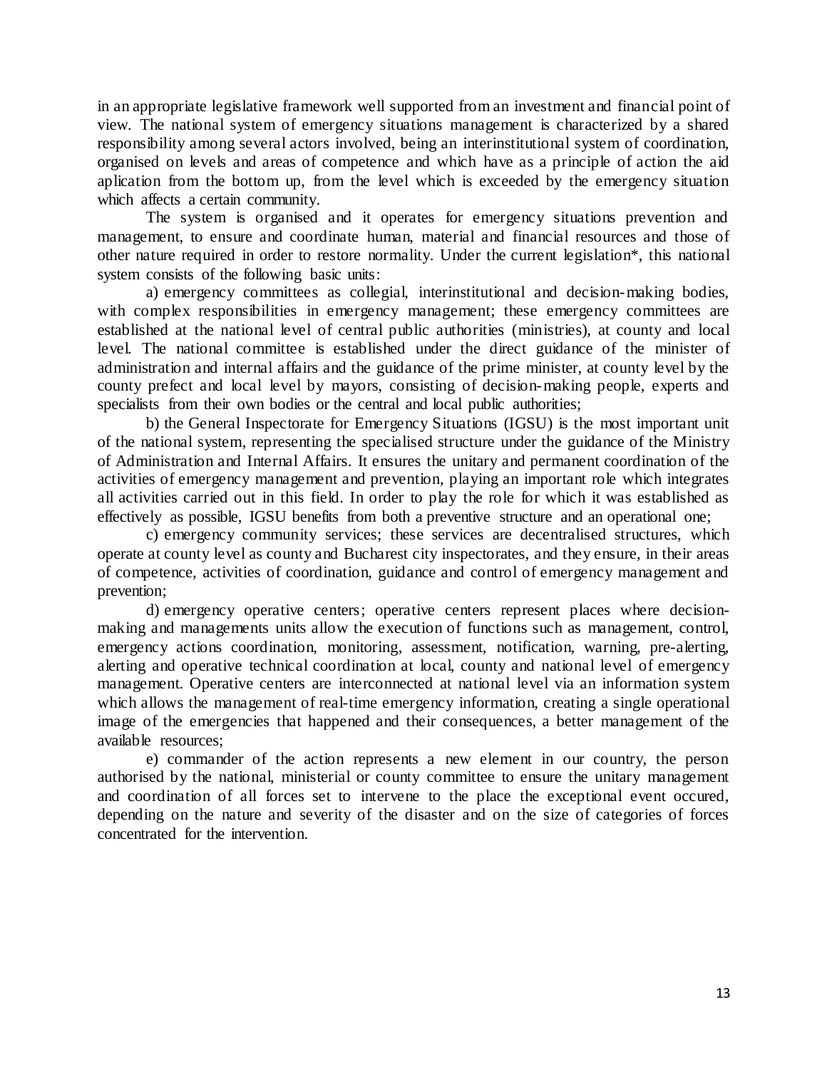in an appropriate legislative framework well supported from an investment and financial point of view. The national system of emergency situations management is characterized by a shared responsibility among several actors involved, being an interinstitutional system of coordination, organised on levels and areas of competence and which have as a principle of action the aid aplication from the bottom up, from the level which is exceeded by the emergency situation which affects a certain community.

The system is organised and it operates for emergency situations prevention and management, to ensure and coordinate human, material and financial resources and those of other nature required in order to restore normality. Under the current legislation*, this national system consists of the following basic units:

a) emergency committees as collegial, interinstitutional and decision-making bodies, with complex responsibilities in emergency management; these emergency committees are established at the national level of central public authorities (ministries), at county and local level. The national committee is established under the direct guidance of the minister of administration and internal affairs and the guidance of the prime minister, at county level by the county prefect and local level by mayors, consisting of decision-making people, experts and specialists from their own bodies or the central and local public authorities;

b) the General Inspectorate for Emergency Situations (IGSU) is the most important unit of the national system, representing the specialised structure under the guidance of the Ministry of Administration and Internal Affairs. It ensures the unitary and permanent coordination of the activities of emergency management and prevention, playing an important role which integrates all activities carried out in this field. In order to play the role for which it was established as effectively as possible, IGSU benefits from both a preventive structure and an operational one;

c) emergency community services; these services are decentralised structures, which operate at county level as county and Bucharest city inspectorates, and they ensure, in their areas of competence, activities of coordination, guidance and control of emergency management and prevention;

d) emergency operative centers; operative centers represent places where decision-making and managements units allow the execution of functions such as management, control, emergency actions coordination, monitoring, assessment, notification, warning, pre-alerting, alerting and operative technical coordination at local, county and national level of emergency management. Operative centers are interconnected at national level via an information system which allows the management of real-time emergency information, creating a single operational image of the emergencies that happened and their consequences, a better management of the available resources;

e) commander of the action represents a new element in our country, the person authorised by the national, ministerial or county committee to ensure the unitary management and coordination of all forces set to intervene to the place the exceptional event occured, depending on the nature and severity of the disaster and on the size of categories of forces concentrated for the intervention.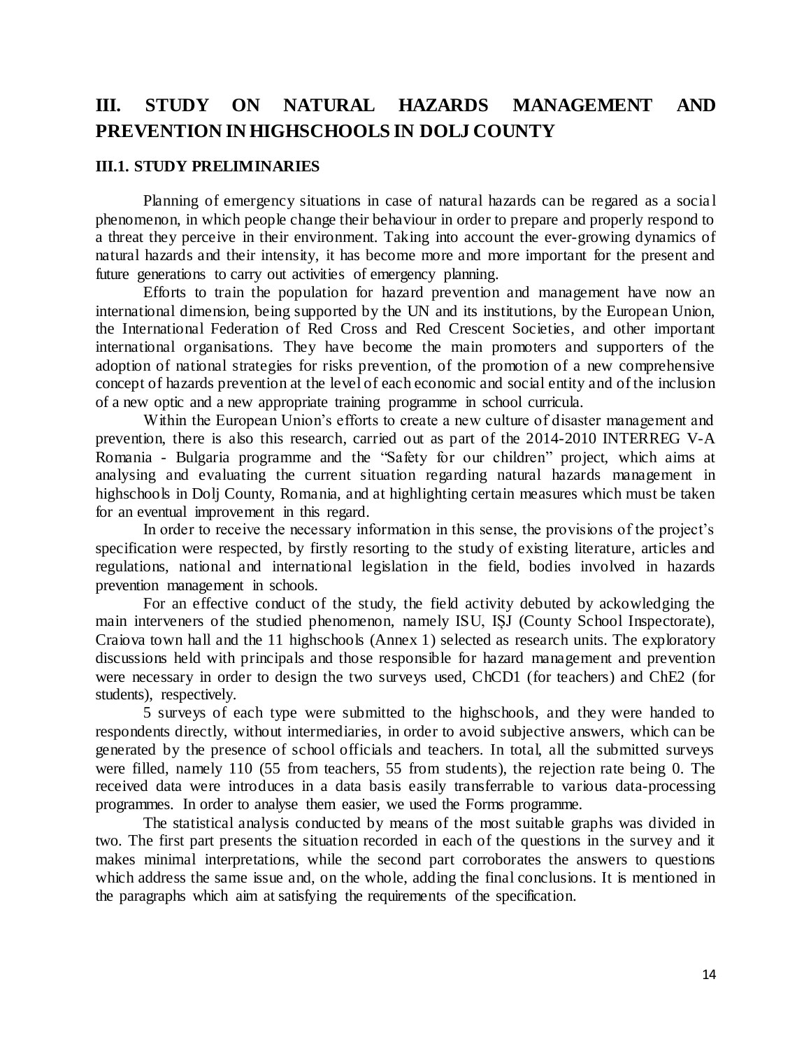# III. STUDY ON NATURAL HAZARDS MANAGEMENT AND PREVENTION IN HIGHSCHOOLS IN DOLJ COUNTY

## III.1. STUDY PRELIMINARIES

Planning of emergency situations in case of natural hazards can be regared as a social phenomenon, in which people change their behaviour in order to prepare and properly respond to a threat they perceive in their environment. Taking into account the ever-growing dynamics of natural hazards and their intensity, it has become more and more important for the present and future generations to carry out activities of emergency planning.

Efforts to train the population for hazard prevention and management have now an international dimension, being supported by the UN and its institutions, by the European Union, the International Federation of Red Cross and Red Crescent Societies, and other important international organisations. They have become the main promoters and supporters of the adoption of national strategies for risks prevention, of the promotion of a new comprehensive concept of hazards prevention at the level of each economic and social entity and of the inclusion of a new optic and a new appropriate training programme in school curricula.

Within the European Union's efforts to create a new culture of disaster management and prevention, there is also this research, carried out as part of the 2014-2010 INTERREG V-A Romania - Bulgaria programme and the "Safety for our children" project, which aims at analysing and evaluating the current situation regarding natural hazards management in highschools in Dolj County, Romania, and at highlighting certain measures which must be taken for an eventual improvement in this regard.

In order to receive the necessary information in this sense, the provisions of the project's specification were respected, by firstly resorting to the study of existing literature, articles and regulations, national and international legislation in the field, bodies involved in hazards prevention management in schools.

For an effective conduct of the study, the field activity debuted by ackowledging the main interveners of the studied phenomenon, namely ISU, IȘJ (County School Inspectorate), Craiova town hall and the 11 highschools (Annex 1) selected as research units. The exploratory discussions held with principals and those responsible for hazard management and prevention were necessary in order to design the two surveys used, ChCD1 (for teachers) and ChE2 (for students), respectively.

5 surveys of each type were submitted to the highschools, and they were handed to respondents directly, without intermediaries, in order to avoid subjective answers, which can be generated by the presence of school officials and teachers. In total, all the submitted surveys were filled, namely 110 (55 from teachers, 55 from students), the rejection rate being 0. The received data were introduces in a data basis easily transferrable to various data-processing programmes. In order to analyse them easier, we used the Forms programme.

The statistical analysis conducted by means of the most suitable graphs was divided in two. The first part presents the situation recorded in each of the questions in the survey and it makes minimal interpretations, while the second part corroborates the answers to questions which address the same issue and, on the whole, adding the final conclusions. It is mentioned in the paragraphs which aim at satisfying the requirements of the specification.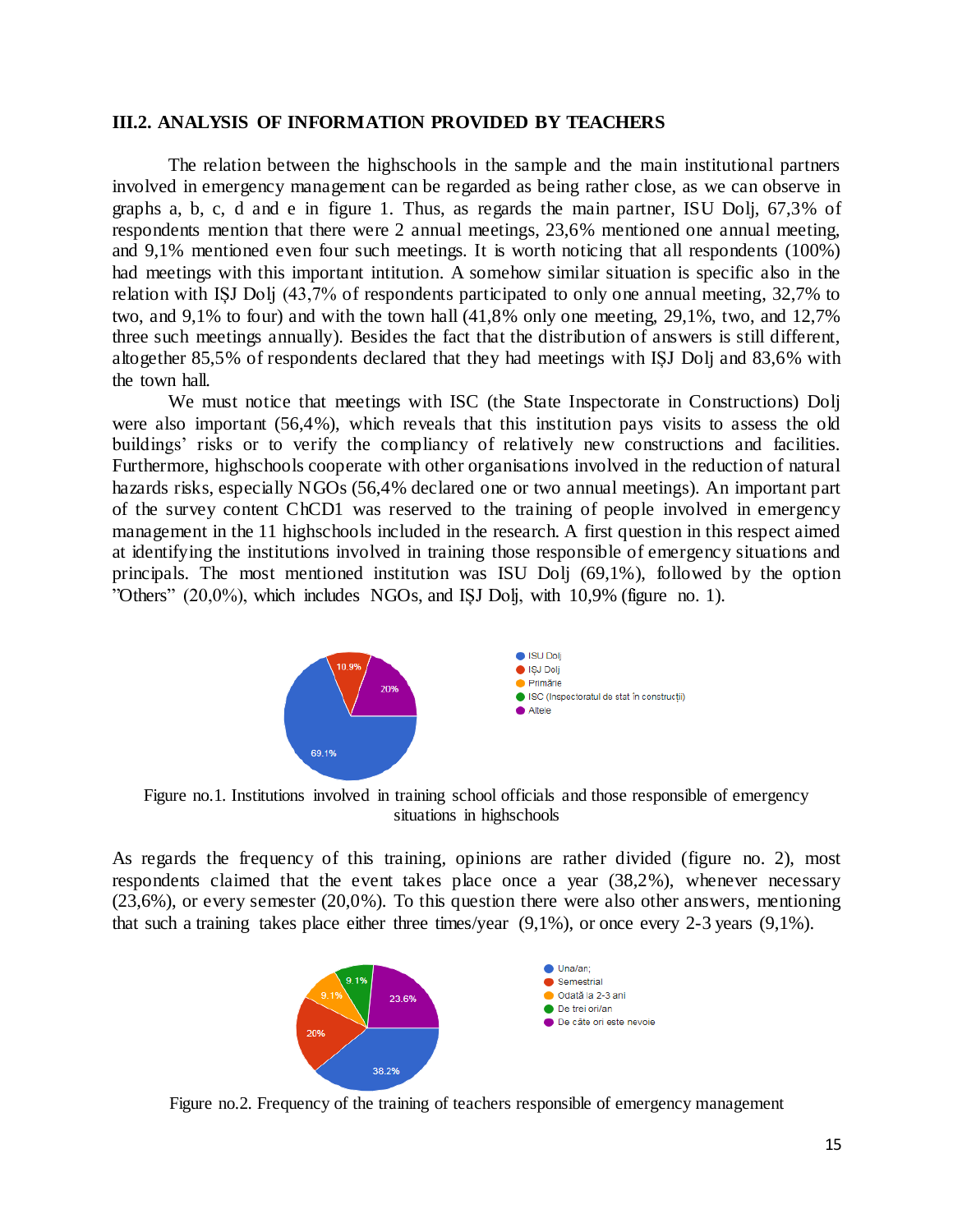### III.2. ANALYSIS OF INFORMATION PROVIDED BY TEACHERS

The relation between the highschools in the sample and the main institutional partners involved in emergency management can be regarded as being rather close, as we can observe in graphs a, b, c, d and e in figure 1. Thus, as regards the main partner, ISU Dolj, 67,3% of respondents mention that there were 2 annual meetings, 23,6% mentioned one annual meeting, and 9,1% mentioned even four such meetings. It is worth noticing that all respondents (100%) had meetings with this important intitution. A somehow similar situation is specific also in the relation with IȘJ Dolj (43,7% of respondents participated to only one annual meeting, 32,7% to two, and 9,1% to four) and with the town hall (41,8% only one meeting, 29,1%, two, and 12,7% three such meetings annually). Besides the fact that the distribution of answers is still different, altogether 85,5% of respondents declared that they had meetings with IȘJ Dolj and 83,6% with the town hall.

We must notice that meetings with ISC (the State Inspectorate in Constructions) Dolj were also important (56,4%), which reveals that this institution pays visits to assess the old buildings' risks or to verify the compliancy of relatively new constructions and facilities. Furthermore, highschools cooperate with other organisations involved in the reduction of natural hazards risks, especially NGOs (56,4% declared one or two annual meetings). An important part of the survey content ChCD1 was reserved to the training of people involved in emergency management in the 11 highschools included in the research. A first question in this respect aimed at identifying the institutions involved in training those responsible of emergency situations and principals. The most mentioned institution was ISU Dolj (69,1%), followed by the option "Others" (20,0%), which includes NGOs, and IȘJ Dolj, with 10,9% (figure no. 1).

Figure no.1. Institutions involved in training school officials and those responsible of emergency situations in highschools

As regards the frequency of this training, opinions are rather divided (figure no. 2), most respondents claimed that the event takes place once a year (38,2%), whenever necessary (23,6%), or every semester (20,0%). To this question there were also other answers, mentioning that such a training takes place either three times/year (9,1%), or once every 2-3 years (9,1%).

Figure no.2. Frequency of the training of teachers responsible of emergency management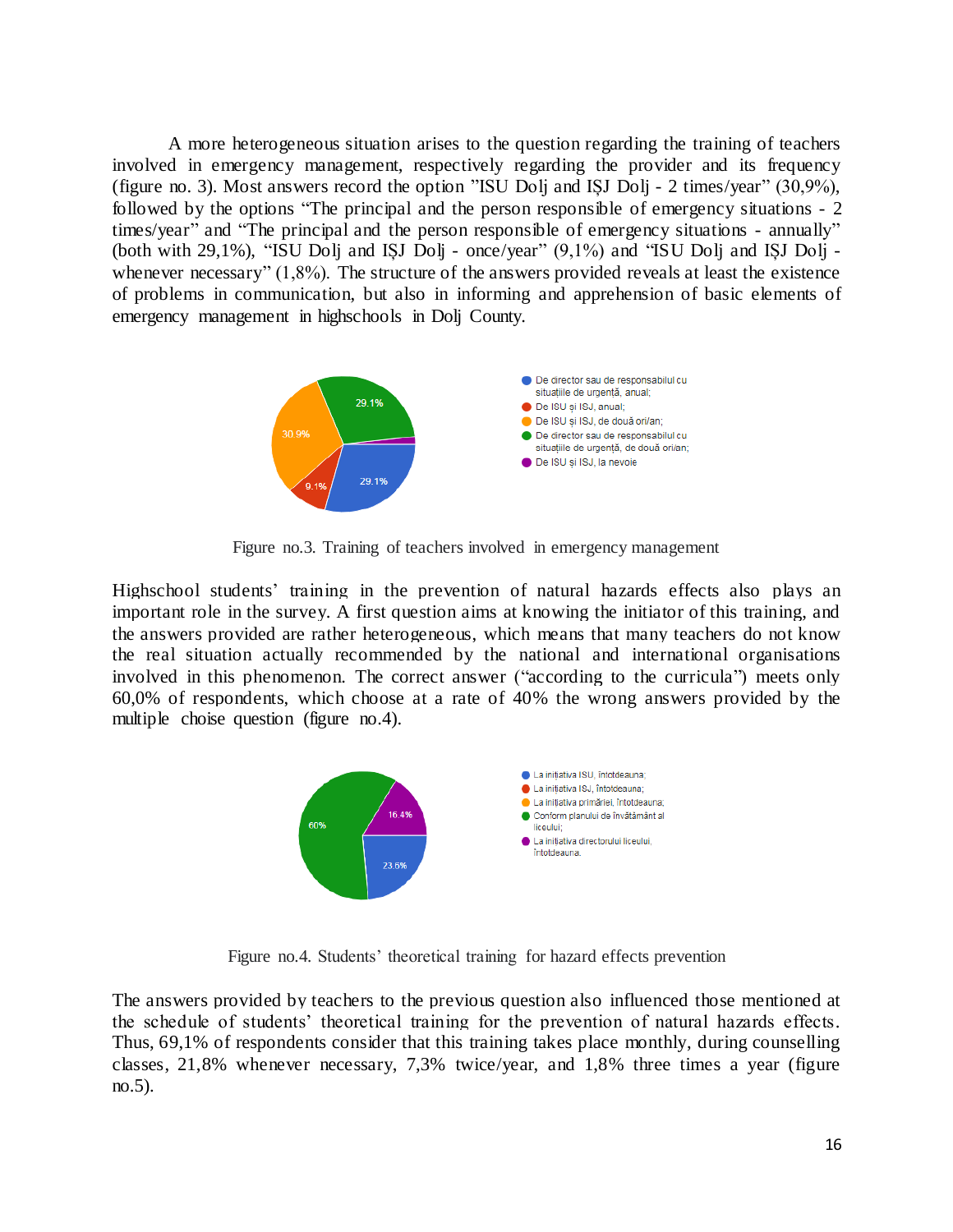A more heterogeneous situation arises to the question regarding the training of teachers involved in emergency management, respectively regarding the provider and its frequency (figure no. 3). Most answers record the option "ISU Dolj and IȘJ Dolj - 2 times/year" (30,9%), followed by the options "The principal and the person responsible of emergency situations - 2 times/year" and "The principal and the person responsible of emergency situations - annually" (both with 29,1%), "ISU Dolj and IȘJ Dolj - once/year" (9,1%) and "ISU Dolj and IȘJ Dolj - whenever necessary" (1,8%). The structure of the answers provided reveals at least the existence of problems in communication, but also in informing and apprehension of basic elements of emergency management in highschools in Dolj County.

Figure no.3. Training of teachers involved in emergency management

Highschool students' training in the prevention of natural hazards effects also plays an important role in the survey. A first question aims at knowing the initiator of this training, and the answers provided are rather heterogeneous, which means that many teachers do not know the real situation actually recommended by the national and international organisations involved in this phenomenon. The correct answer ("according to the curricula") meets only 60,0% of respondents, which choose at a rate of 40% the wrong answers provided by the multiple choise question (figure no.4).

Figure no.4. Students' theoretical training for hazard effects prevention

The answers provided by teachers to the previous question also influenced those mentioned at the schedule of students' theoretical training for the prevention of natural hazards effects. Thus, 69,1% of respondents consider that this training takes place monthly, during counselling classes, 21,8% whenever necessary, 7,3% twice/year, and 1,8% three times a year (figure no.5).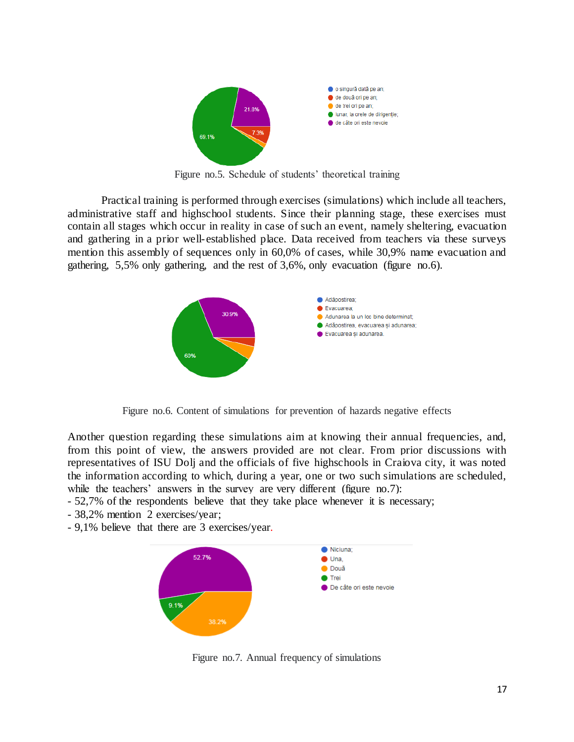Figure no.5. Schedule of students' theoretical training

Practical training is performed through exercises (simulations) which include all teachers, administrative staff and highschool students. Since their planning stage, these exercises must contain all stages which occur in reality in case of such an event, namely sheltering, evacuation and gathering in a prior well-established place. Data received from teachers via these surveys mention this assembly of sequences only in 60,0% of cases, while 30,9% name evacuation and gathering, 5,5% only gathering, and the rest of 3,6%, only evacuation (figure no.6).

Figure no.6. Content of simulations for prevention of hazards negative effects

Another question regarding these simulations aim at knowing their annual frequencies, and, from this point of view, the answers provided are not clear. From prior discussions with representatives of ISU Dolj and the officials of five highschools in Craiova city, it was noted the information according to which, during a year, one or two such simulations are scheduled, while the teachers' answers in the survey are very different (figure no.7):

- 52,7% of the respondents believe that they take place whenever it is necessary;
- 38,2% mention 2 exercises/year;
- 9,1% believe that there are 3 exercises/year.

Figure no.7. Annual frequency of simulations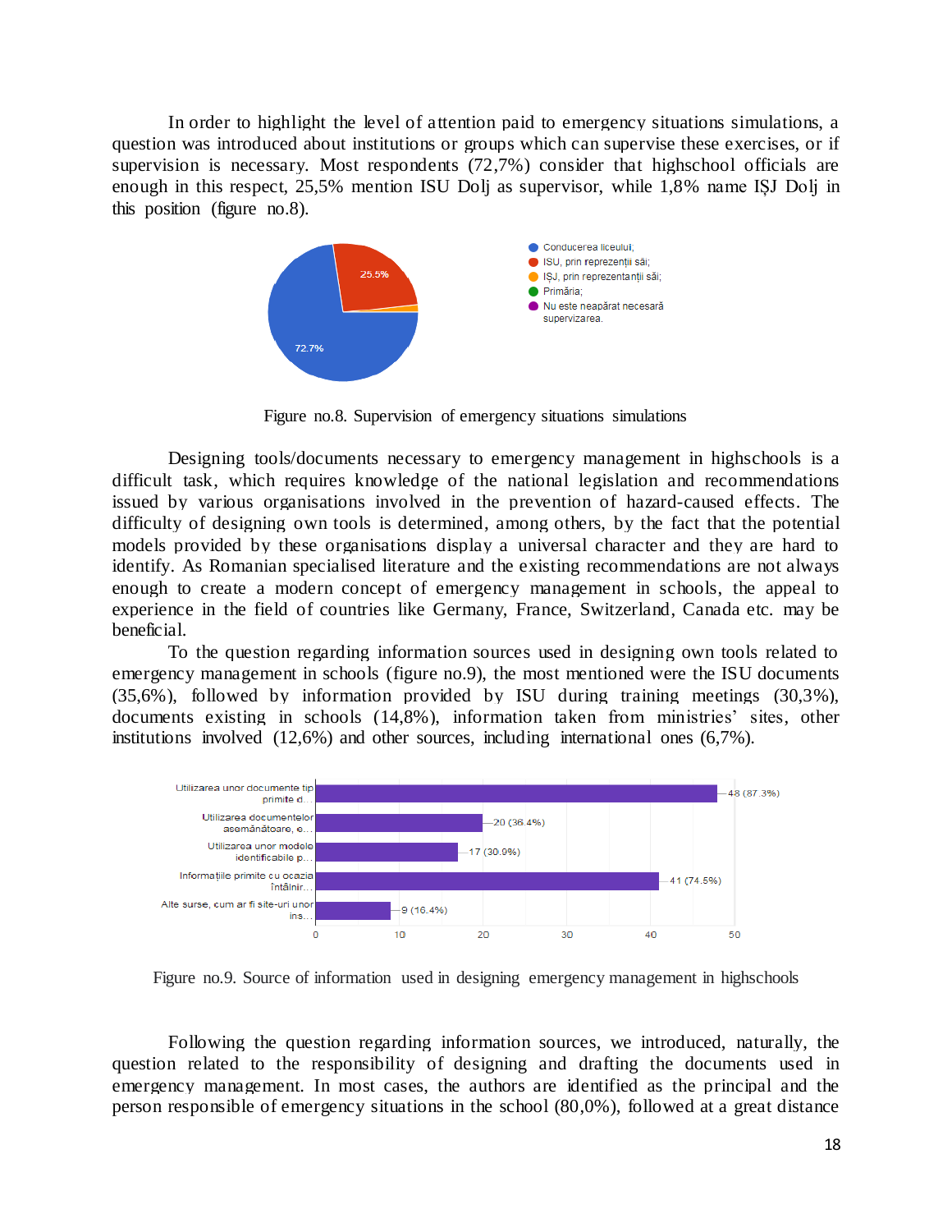In order to highlight the level of attention paid to emergency situations simulations, a question was introduced about institutions or groups which can supervise these exercises, or if supervision is necessary. Most respondents (72,7%) consider that highschool officials are enough in this respect, 25,5% mention ISU Dolj as supervisor, while 1,8% name IȘJ Dolj in this position (figure no.8).

Figure no.8. Supervision of emergency situations simulations

Designing tools/documents necessary to emergency management in highschools is a difficult task, which requires knowledge of the national legislation and recommendations issued by various organisations involved in the prevention of hazard-caused effects. The difficulty of designing own tools is determined, among others, by the fact that the potential models provided by these organisations display a universal character and they are hard to identify. As Romanian specialised literature and the existing recommendations are not always enough to create a modern concept of emergency management in schools, the appeal to experience in the field of countries like Germany, France, Switzerland, Canada etc. may be beneficial.

To the question regarding information sources used in designing own tools related to emergency management in schools (figure no.9), the most mentioned were the ISU documents (35,6%), followed by information provided by ISU during training meetings (30,3%), documents existing in schools (14,8%), information taken from ministries' sites, other institutions involved (12,6%) and other sources, including international ones (6,7%).

Figure no.9. Source of information used in designing emergency management in highschools

Following the question regarding information sources, we introduced, naturally, the question related to the responsibility of designing and drafting the documents used in emergency management. In most cases, the authors are identified as the principal and the person responsible of emergency situations in the school (80,0%), followed at a great distance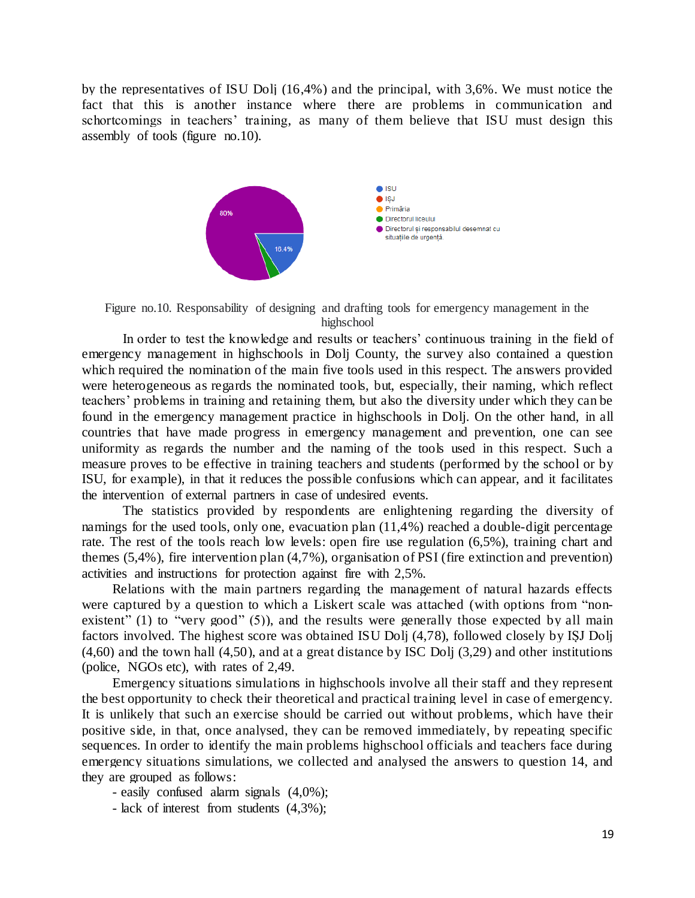by the representatives of ISU Dolj (16,4%) and the principal, with 3,6%. We must notice the fact that this is another instance where there are problems in communication and schortcomings in teachers' training, as many of them believe that ISU must design this assembly of tools (figure no.10).

Figure no.10. Responsability of designing and drafting tools for emergency management in the highschool

In order to test the knowledge and results or teachers' continuous training in the field of emergency management in highschools in Dolj County, the survey also contained a question which required the nomination of the main five tools used in this respect. The answers provided were heterogeneous as regards the nominated tools, but, especially, their naming, which reflect teachers' problems in training and retaining them, but also the diversity under which they can be found in the emergency management practice in highschools in Dolj. On the other hand, in all countries that have made progress in emergency management and prevention, one can see uniformity as regards the number and the naming of the tools used in this respect. Such a measure proves to be effective in training teachers and students (performed by the school or by ISU, for example), in that it reduces the possible confusions which can appear, and it facilitates the intervention of external partners in case of undesired events.

The statistics provided by respondents are enlightening regarding the diversity of namings for the used tools, only one, evacuation plan (11,4%) reached a double-digit percentage rate. The rest of the tools reach low levels: open fire use regulation (6,5%), training chart and themes (5,4%), fire intervention plan (4,7%), organisation of PSI (fire extinction and prevention) activities and instructions for protection against fire with 2,5%.

Relations with the main partners regarding the management of natural hazards effects were captured by a question to which a Liskert scale was attached (with options from "non-existent" (1) to "very good" (5)), and the results were generally those expected by all main factors involved. The highest score was obtained ISU Dolj (4,78), followed closely by IȘJ Dolj (4,60) and the town hall (4,50), and at a great distance by ISC Dolj (3,29) and other institutions (police, NGOs etc), with rates of 2,49.

Emergency situations simulations in highschools involve all their staff and they represent the best opportunity to check their theoretical and practical training level in case of emergency. It is unlikely that such an exercise should be carried out without problems, which have their positive side, in that, once analysed, they can be removed immediately, by repeating specific sequences. In order to identify the main problems highschool officials and teachers face during emergency situations simulations, we collected and analysed the answers to question 14, and they are grouped as follows:

- easily confused alarm signals (4,0%);
- lack of interest from students (4,3%);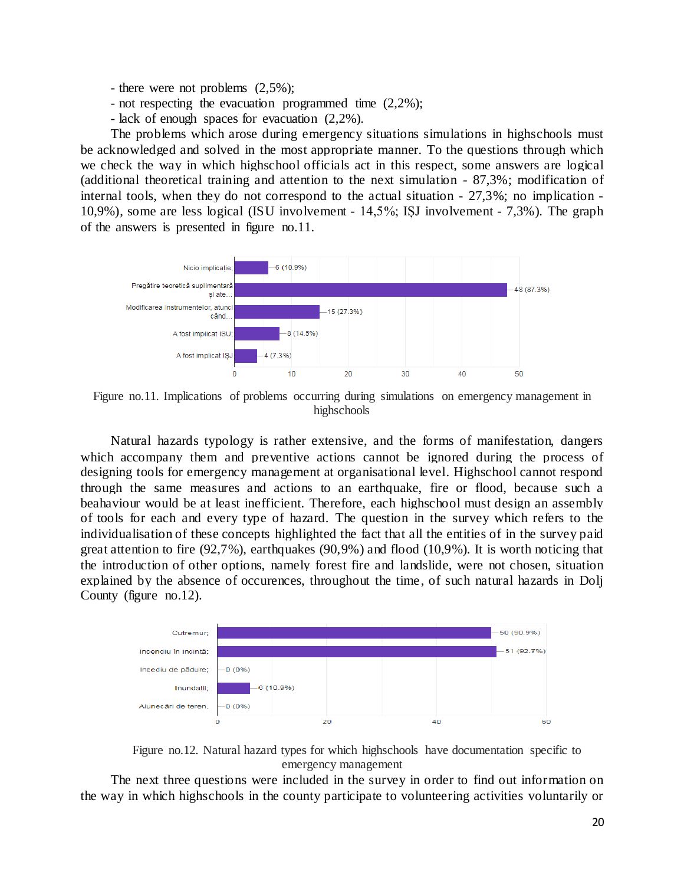- there were not problems (2,5%);
- not respecting the evacuation programmed time (2,2%);
- lack of enough spaces for evacuation (2,2%).

The problems which arose during emergency situations simulations in highschools must be acknowledged and solved in the most appropriate manner. To the questions through which we check the way in which highschool officials act in this respect, some answers are logical (additional theoretical training and attention to the next simulation - 87,3%; modification of internal tools, when they do not correspond to the actual situation - 27,3%; no implication - 10,9%), some are less logical (ISU involvement - 14,5%; IȘJ involvement - 7,3%). The graph of the answers is presented in figure no.11.

| Answer | Count (%) |
|---|---|
| Nicio implicație; | 6 (10.9%) |
| Pregătire teoretică suplimentară și ate... | 48 (87.3%) |
| Modificarea instrumentelor, atunci când... | 15 (27.3%) |
| A fost implicat ISU; | 8 (14.5%) |
| A fost implicat IȘJ | 4 (7.3%) |

Figure no.11. Implications of problems occurring during simulations on emergency management in highschools

Natural hazards typology is rather extensive, and the forms of manifestation, dangers which accompany them and preventive actions cannot be ignored during the process of designing tools for emergency management at organisational level. Highschool cannot respond through the same measures and actions to an earthquake, fire or flood, because such a beahaviour would be at least inefficient. Therefore, each highschool must design an assembly of tools for each and every type of hazard. The question in the survey which refers to the individualisation of these concepts highlighted the fact that all the entities of in the survey paid great attention to fire (92,7%), earthquakes (90,9%) and flood (10,9%). It is worth noticing that the introduction of other options, namely forest fire and landslide, were not chosen, situation explained by the absence of occurences, throughout the time, of such natural hazards in Dolj County (figure no.12).

| Hazard | Count (%) |
|---|---|
| Cutremur; | 50 (90.9%) |
| Incendiu în incintă; | 51 (92.7%) |
| Incediu de pădure; | 0 (0%) |
| Inundații; | 6 (10.9%) |
| Alunecări de teren. | 0 (0%) |

Figure no.12. Natural hazard types for which highschools have documentation specific to emergency management

The next three questions were included in the survey in order to find out information on the way in which highschools in the county participate to volunteering activities voluntarily or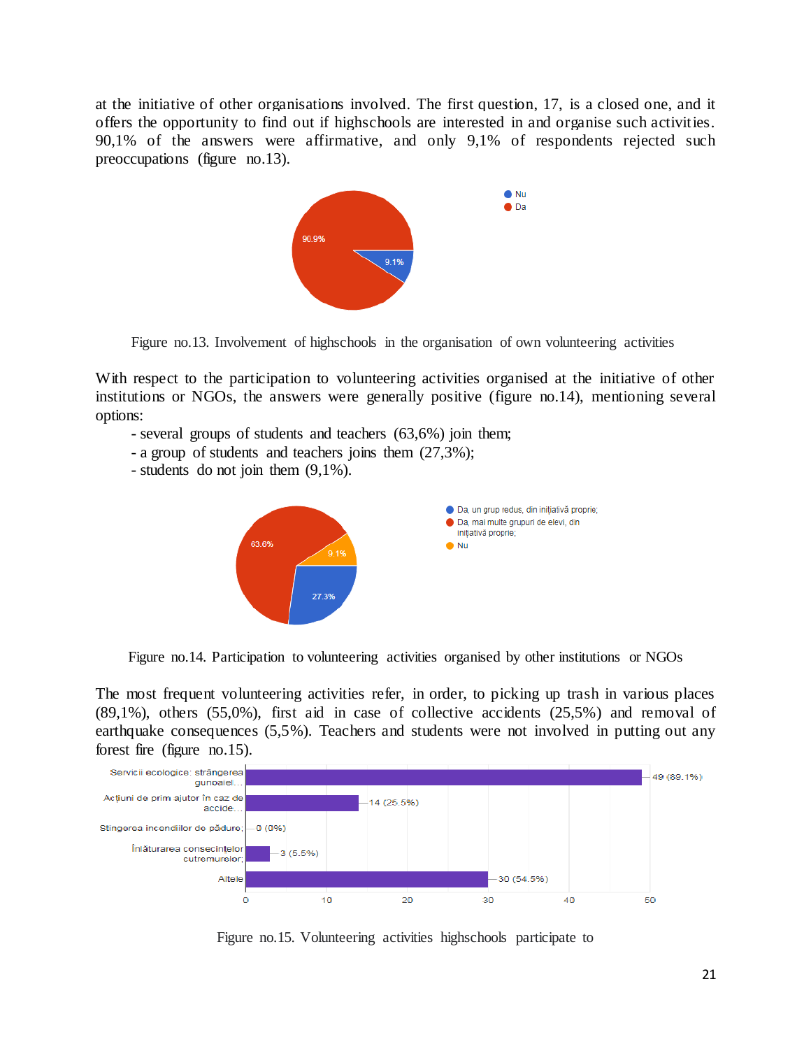at the initiative of other organisations involved. The first question, 17, is a closed one, and it offers the opportunity to find out if highschools are interested in and organise such activities. 90,1% of the answers were affirmative, and only 9,1% of respondents rejected such preoccupations (figure no.13).

Figure no.13. Involvement of highschools in the organisation of own volunteering activities

With respect to the participation to volunteering activities organised at the initiative of other institutions or NGOs, the answers were generally positive (figure no.14), mentioning several options:

- several groups of students and teachers (63,6%) join them;
- a group of students and teachers joins them (27,3%);
- students do not join them (9,1%).

Figure no.14. Participation to volunteering activities organised by other institutions or NGOs

The most frequent volunteering activities refer, in order, to picking up trash in various places (89,1%), others (55,0%), first aid in case of collective accidents (25,5%) and removal of earthquake consequences (5,5%). Teachers and students were not involved in putting out any forest fire (figure no.15).

Figure no.15. Volunteering activities highschools participate to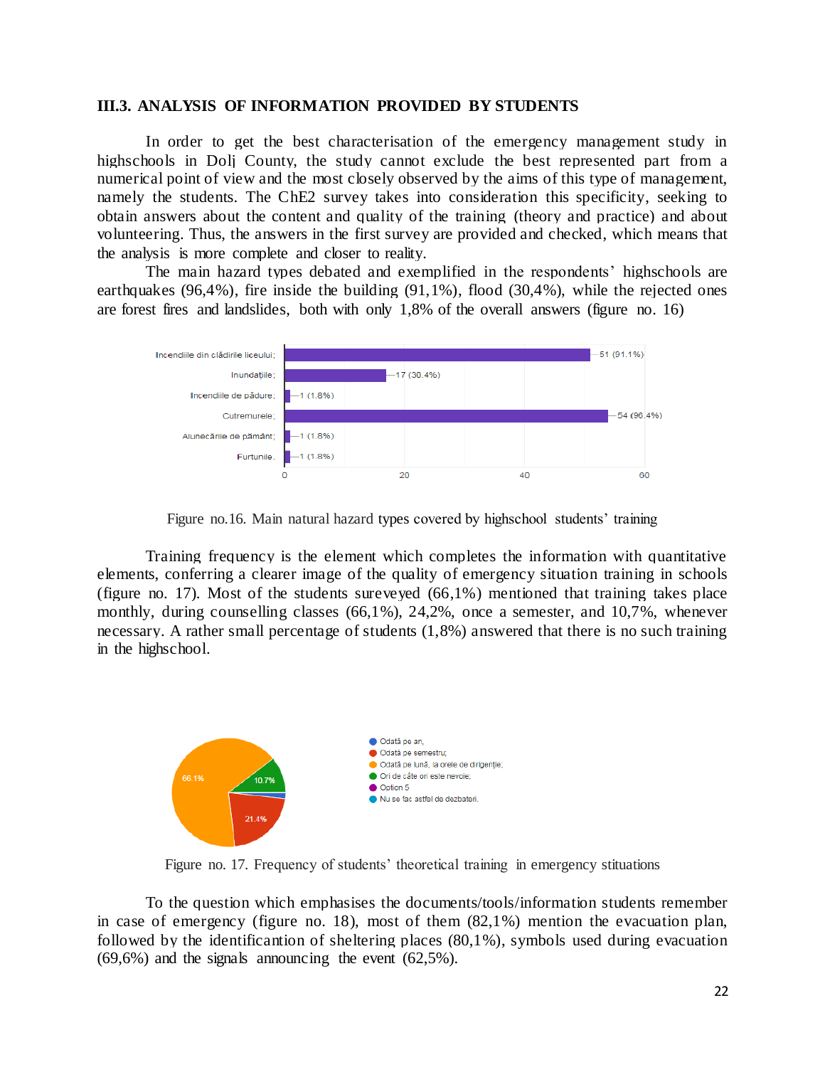### III.3. ANALYSIS OF INFORMATION PROVIDED BY STUDENTS

In order to get the best characterisation of the emergency management study in highschools in Dolj County, the study cannot exclude the best represented part from a numerical point of view and the most closely observed by the aims of this type of management, namely the students. The ChE2 survey takes into consideration this specificity, seeking to obtain answers about the content and quality of the training (theory and practice) and about volunteering. Thus, the answers in the first survey are provided and checked, which means that the analysis is more complete and closer to reality.

The main hazard types debated and exemplified in the respondents' highschools are earthquakes (96,4%), fire inside the building (91,1%), flood (30,4%), while the rejected ones are forest fires and landslides, both with only 1,8% of the overall answers (figure no. 16)

| Category | Responses |
| --- | --- |
| Incendiile din clădirile liceului; | 51 (91.1%) |
| Inundațiile; | 17 (30.4%) |
| Incendiile de pădure; | 1 (1.8%) |
| Cutremurele; | 54 (96.4%) |
| Alunecările de pământ; | 1 (1.8%) |
| Furtunile. | 1 (1.8%) |

Figure no.16. Main natural hazard types covered by highschool students' training

Training frequency is the element which completes the information with quantitative elements, conferring a clearer image of the quality of emergency situation training in schools (figure no. 17). Most of the students sureveyed (66,1%) mentioned that training takes place monthly, during counselling classes (66,1%), 24,2%, once a semester, and 10,7%, whenever necessary. A rather small percentage of students (1,8%) answered that there is no such training in the highschool.

- Odată pe an;
- Odată pe semestru; (21.4%)
- Odată pe lună, la orele de dirigenție; (66.1%)
- Ori de câte ori este nevoie; (10.7%)
- Option 5
- Nu se fac astfel de dezbateri.

Figure no. 17. Frequency of students' theoretical training in emergency stituations

To the question which emphasises the documents/tools/information students remember in case of emergency (figure no. 18), most of them (82,1%) mention the evacuation plan, followed by the identificantion of sheltering places (80,1%), symbols used during evacuation (69,6%) and the signals announcing the event (62,5%).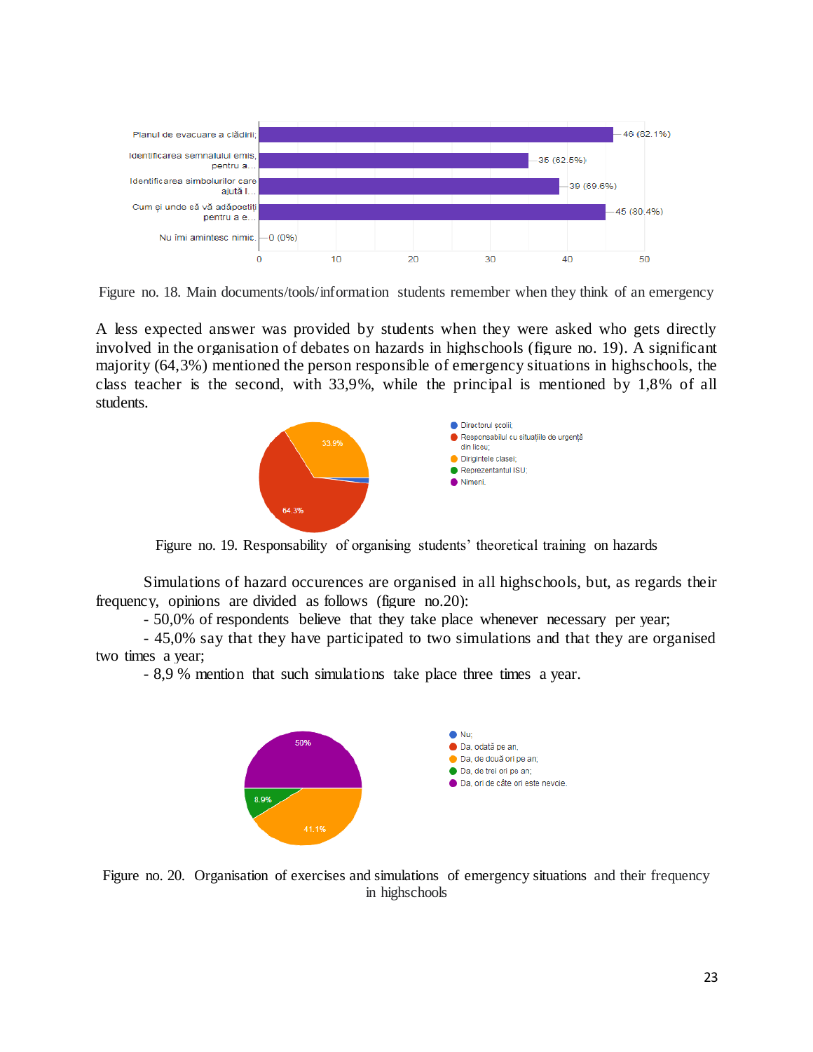| | |
|---|---|
| Planul de evacuare a clădirii; | 46 (82.1%) |
| Identificarea semnalului emis, pentru a... | 35 (62.5%) |
| Identificarea simbolurilor care ajută l... | 39 (69.6%) |
| Cum și unde să vă adăpostiți pentru a e... | 45 (80.4%) |
| Nu îmi amintesc nimic. | 0 (0%) |

Figure no. 18. Main documents/tools/information students remember when they think of an emergency

A less expected answer was provided by students when they were asked who gets directly involved in the organisation of debates on hazards in highschools (figure no. 19). A significant majority (64,3%) mentioned the person responsible of emergency situations in highschools, the class teacher is the second, with 33,9%, while the principal is mentioned by 1,8% of all students.

| | |
|---|---|
| Directorul școlii; | |
| Responsabilul cu situațiile de urgență din liceu; | 64.3% |
| Dirigintele clasei; | 33.9% |
| Reprezentantul ISU; | |
| Nimeni. | |

Figure no. 19. Responsability of organising students' theoretical training on hazards

Simulations of hazard occurences are organised in all highschools, but, as regards their frequency, opinions are divided as follows (figure no.20):

- 50,0% of respondents believe that they take place whenever necessary per year;
- 45,0% say that they have participated to two simulations and that they are organised two times a year;
- 8,9 % mention that such simulations take place three times a year.

| | |
|---|---|
| Nu; | |
| Da, odată pe an; | |
| Da, de două ori pe an; | 41.1% |
| Da, de trei ori pe an; | 8.9% |
| Da, ori de câte ori este nevoie. | 50% |

Figure no. 20. Organisation of exercises and simulations of emergency situations and their frequency in highschools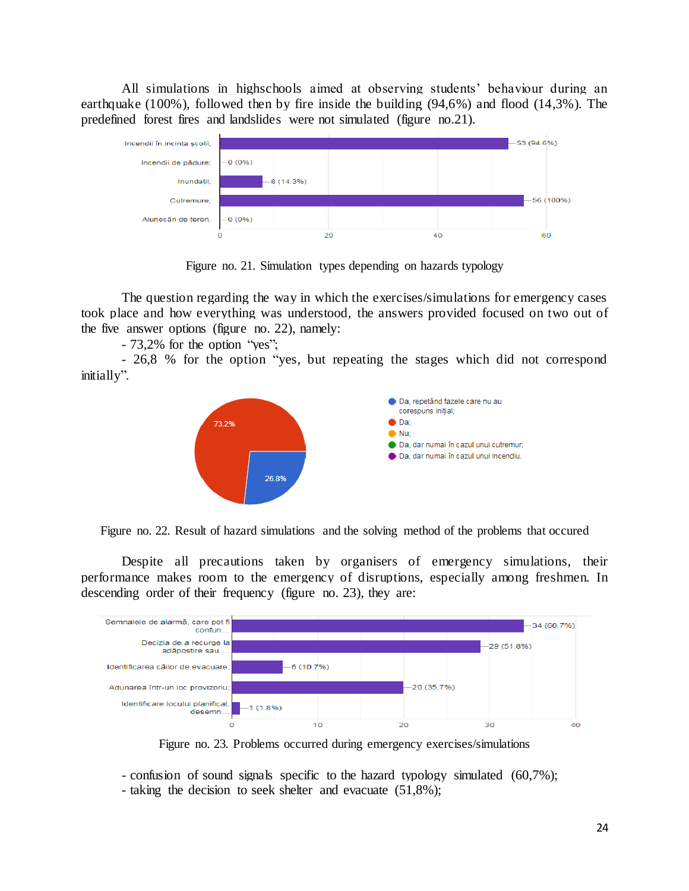All simulations in highschools aimed at observing students' behaviour during an earthquake (100%), followed then by fire inside the building (94,6%) and flood (14,3%). The predefined forest fires and landslides were not simulated (figure no.21).

Figure no. 21. Simulation types depending on hazards typology

The question regarding the way in which the exercises/simulations for emergency cases took place and how everything was understood, the answers provided focused on two out of the five answer options (figure no. 22), namely:

- 73,2% for the option "yes";
- 26,8 % for the option "yes, but repeating the stages which did not correspond initially".

Figure no. 22. Result of hazard simulations and the solving method of the problems that occured

Despite all precautions taken by organisers of emergency simulations, their performance makes room to the emergency of disruptions, especially among freshmen. In descending order of their frequency (figure no. 23), they are:

Figure no. 23. Problems occurred during emergency exercises/simulations

- confusion of sound signals specific to the hazard typology simulated (60,7%);
- taking the decision to seek shelter and evacuate (51,8%);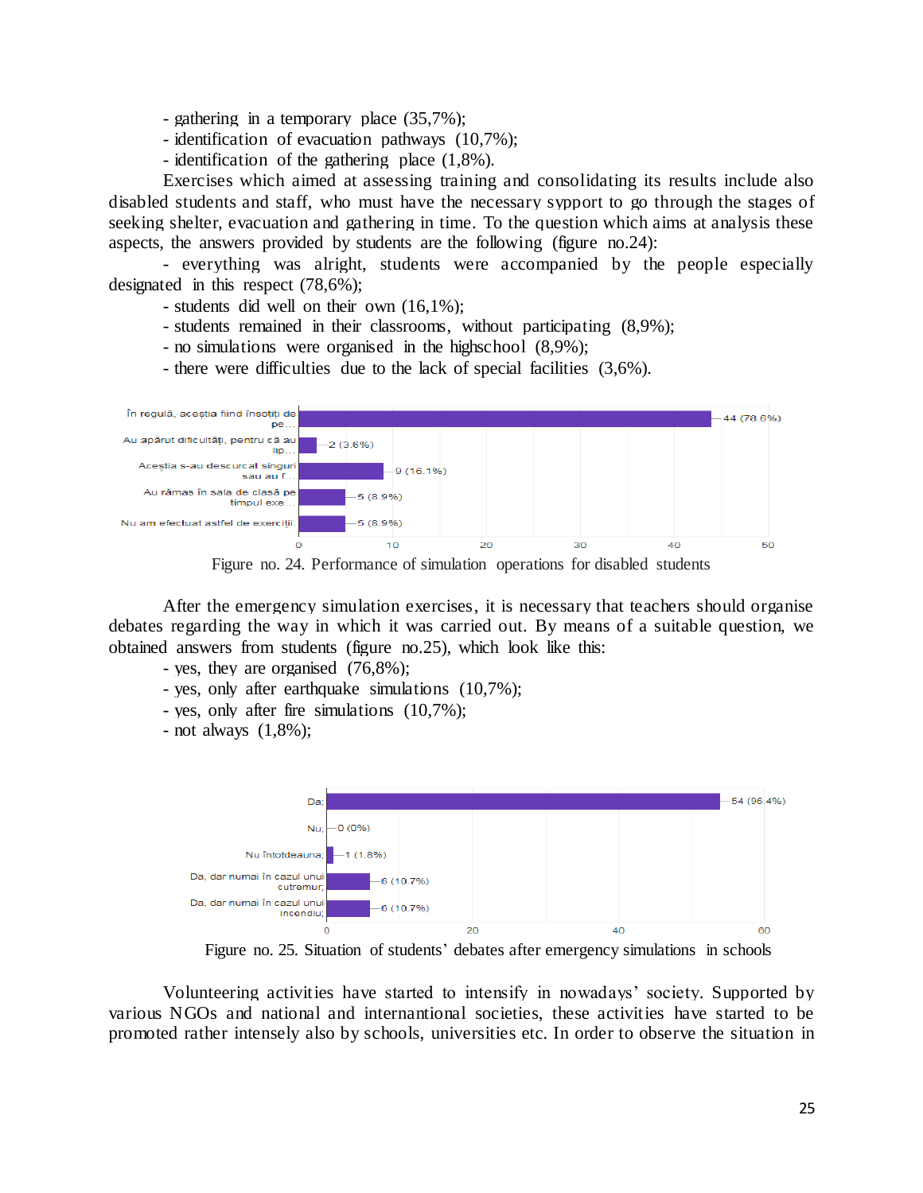- gathering in a temporary place (35,7%);
- identification of evacuation pathways (10,7%);
- identification of the gathering place (1,8%).

Exercises which aimed at assessing training and consolidating its results include also disabled students and staff, who must have the necessary sypport to go through the stages of seeking shelter, evacuation and gathering in time. To the question which aims at analysis these aspects, the answers provided by students are the following (figure no.24):

- everything was alright, students were accompanied by the people especially designated in this respect (78,6%);
- students did well on their own (16,1%);
- students remained in their classrooms, without participating (8,9%);
- no simulations were organised in the highschool (8,9%);
- there were difficulties due to the lack of special facilities (3,6%).

| Answer | Count (%) |
|---|---|
| În regulă, aceștia fiind însoțiți de pe... | 44 (78.6%) |
| Au apărut dificultăți, pentru că au lip... | 2 (3.6%) |
| Aceștia s-au descurcat singuri sau au f... | 9 (16.1%) |
| Au rămas în sala de clasă pe timpul exe... | 5 (8.9%) |
| Nu am efectuat astfel de exerciții. | 5 (8.9%) |

Figure no. 24. Performance of simulation operations for disabled students

After the emergency simulation exercises, it is necessary that teachers should organise debates regarding the way in which it was carried out. By means of a suitable question, we obtained answers from students (figure no.25), which look like this:

- yes, they are organised (76,8%);
- yes, only after earthquake simulations (10,7%);
- yes, only after fire simulations (10,7%);
- not always (1,8%);

| Answer | Count (%) |
|---|---|
| Da; | 54 (96.4%) |
| Nu; | 0 (0%) |
| Nu întotdeauna; | 1 (1.8%) |
| Da, dar numai în cazul unui cutremur; | 6 (10.7%) |
| Da, dar numai în cazul unui incendiu; | 6 (10.7%) |

Figure no. 25. Situation of students' debates after emergency simulations in schools

Volunteering activities have started to intensify in nowadays' society. Supported by various NGOs and national and internantional societies, these activities have started to be promoted rather intensely also by schools, universities etc. In order to observe the situation in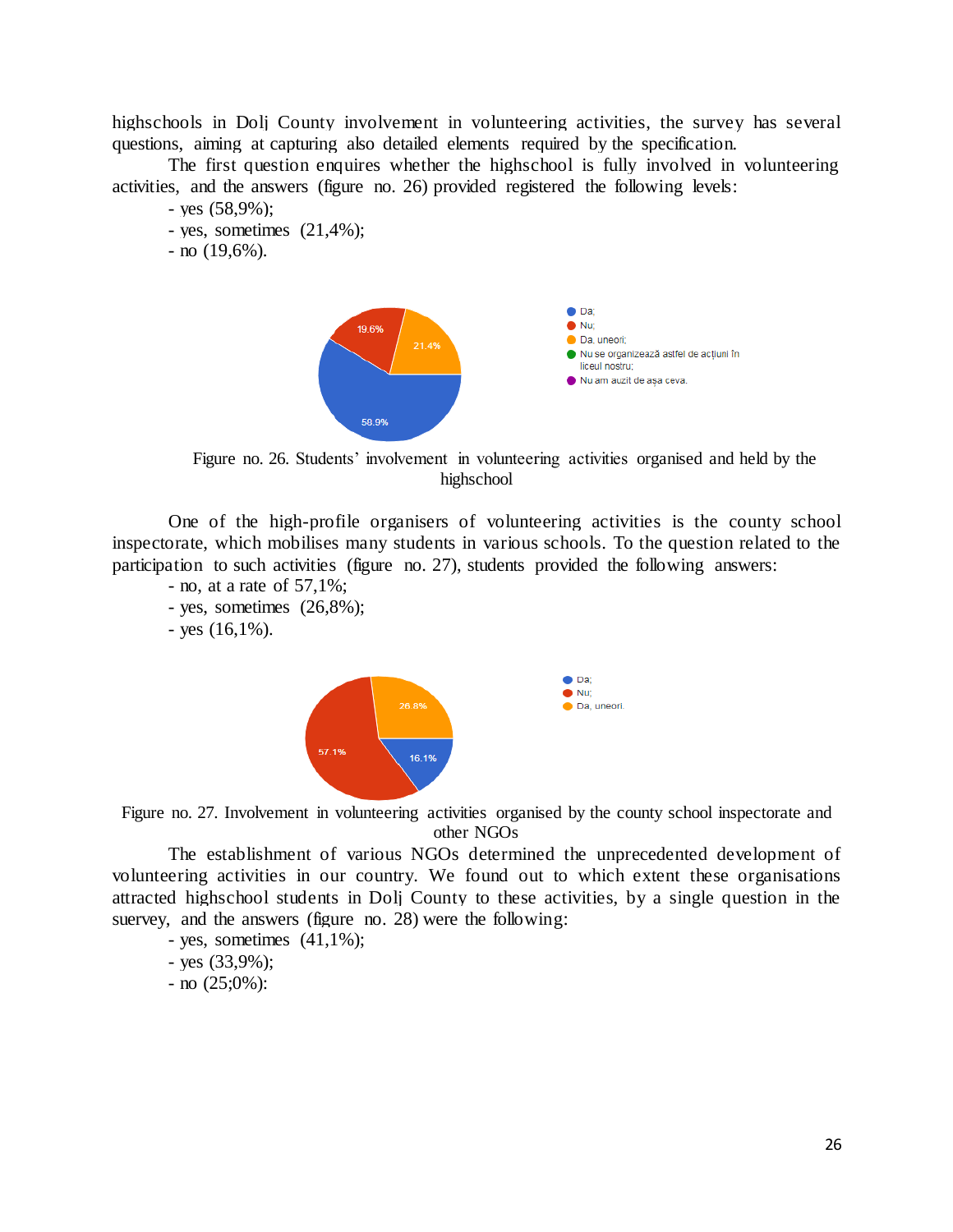highschools in Dolj County involvement in volunteering activities, the survey has several questions, aiming at capturing also detailed elements required by the specification.

The first question enquires whether the highschool is fully involved in volunteering activities, and the answers (figure no. 26) provided registered the following levels:

- yes (58,9%);
- yes, sometimes (21,4%);
- no (19,6%).

Figure no. 26. Students' involvement in volunteering activities organised and held by the highschool

One of the high-profile organisers of volunteering activities is the county school inspectorate, which mobilises many students in various schools. To the question related to the participation to such activities (figure no. 27), students provided the following answers:

- no, at a rate of 57,1%;
- yes, sometimes (26,8%);
- yes (16,1%).

Figure no. 27. Involvement in volunteering activities organised by the county school inspectorate and other NGOs

The establishment of various NGOs determined the unprecedented development of volunteering activities in our country. We found out to which extent these organisations attracted highschool students in Dolj County to these activities, by a single question in the suervey, and the answers (figure no. 28) were the following:

- yes, sometimes (41,1%);
- yes (33,9%);
- no (25;0%):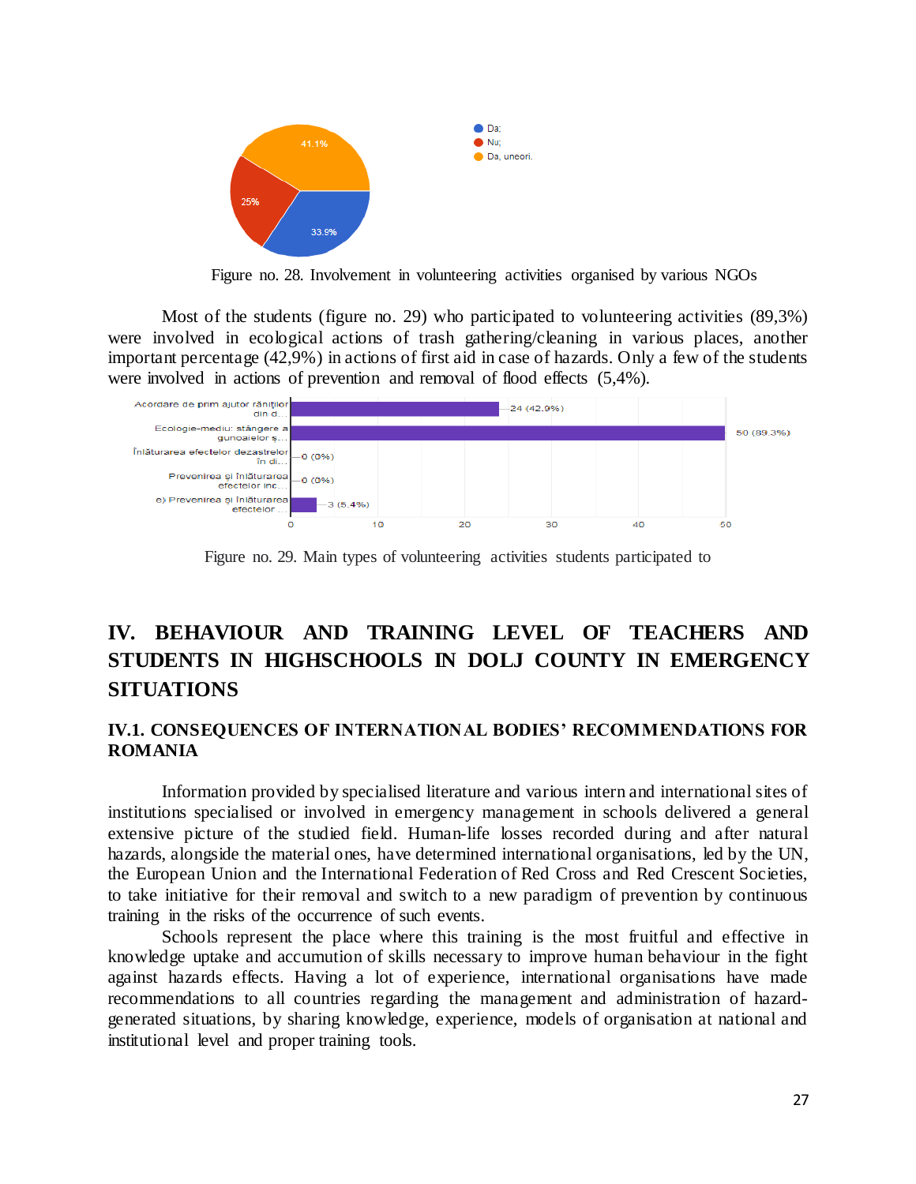Figure no. 28. Involvement in volunteering activities organised by various NGOs

Most of the students (figure no. 29) who participated to volunteering activities (89,3%) were involved in ecological actions of trash gathering/cleaning in various places, another important percentage (42,9%) in actions of first aid in case of hazards. Only a few of the students were involved in actions of prevention and removal of flood effects (5,4%).

Figure no. 29. Main types of volunteering activities students participated to

# IV. BEHAVIOUR AND TRAINING LEVEL OF TEACHERS AND STUDENTS IN HIGHSCHOOLS IN DOLJ COUNTY IN EMERGENCY SITUATIONS

## IV.1. CONSEQUENCES OF INTERNATIONAL BODIES' RECOMMENDATIONS FOR ROMANIA

Information provided by specialised literature and various intern and international sites of institutions specialised or involved in emergency management in schools delivered a general extensive picture of the studied field. Human-life losses recorded during and after natural hazards, alongside the material ones, have determined international organisations, led by the UN, the European Union and the International Federation of Red Cross and Red Crescent Societies, to take initiative for their removal and switch to a new paradigm of prevention by continuous training in the risks of the occurrence of such events.

Schools represent the place where this training is the most fruitful and effective in knowledge uptake and accumution of skills necessary to improve human behaviour in the fight against hazards effects. Having a lot of experience, international organisations have made recommendations to all countries regarding the management and administration of hazard-generated situations, by sharing knowledge, experience, models of organisation at national and institutional level and proper training tools.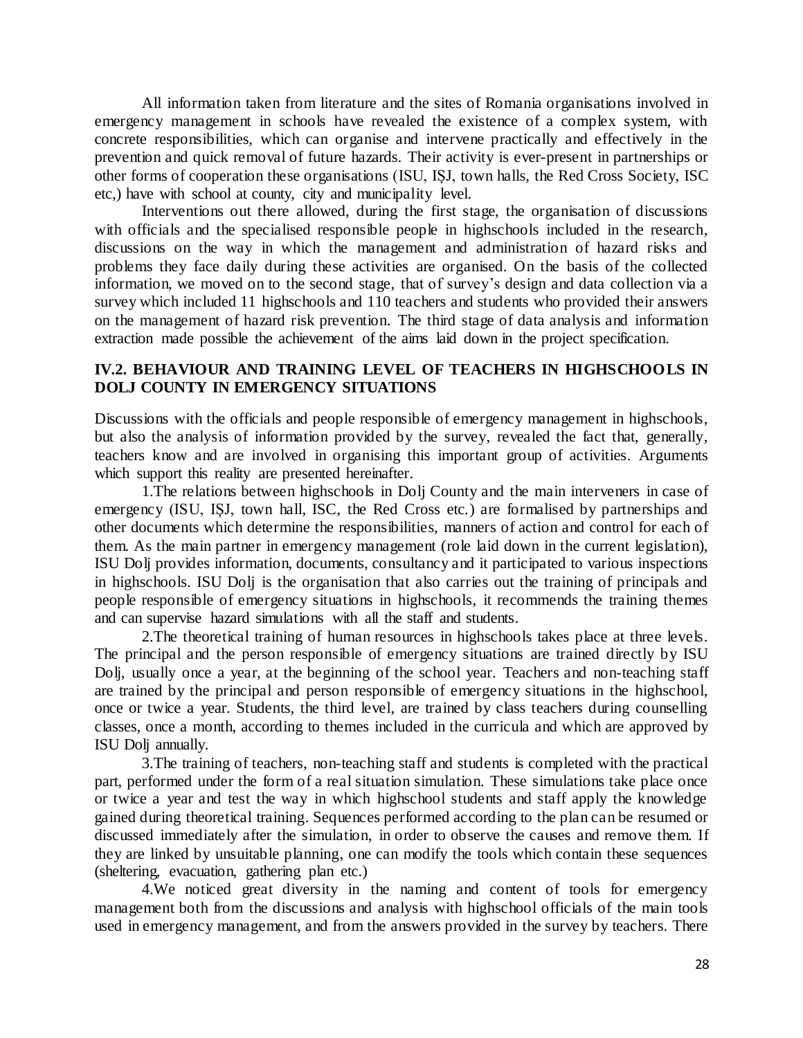All information taken from literature and the sites of Romania organisations involved in emergency management in schools have revealed the existence of a complex system, with concrete responsibilities, which can organise and intervene practically and effectively in the prevention and quick removal of future hazards. Their activity is ever-present in partnerships or other forms of cooperation these organisations (ISU, IȘJ, town halls, the Red Cross Society, ISC etc,) have with school at county, city and municipality level.

Interventions out there allowed, during the first stage, the organisation of discussions with officials and the specialised responsible people in highschools included in the research, discussions on the way in which the management and administration of hazard risks and problems they face daily during these activities are organised. On the basis of the collected information, we moved on to the second stage, that of survey's design and data collection via a survey which included 11 highschools and 110 teachers and students who provided their answers on the management of hazard risk prevention. The third stage of data analysis and information extraction made possible the achievement of the aims laid down in the project specification.

## IV.2. BEHAVIOUR AND TRAINING LEVEL OF TEACHERS IN HIGHSCHOOLS IN DOLJ COUNTY IN EMERGENCY SITUATIONS

Discussions with the officials and people responsible of emergency management in highschools, but also the analysis of information provided by the survey, revealed the fact that, generally, teachers know and are involved in organising this important group of activities. Arguments which support this reality are presented hereinafter.

1.The relations between highschools in Dolj County and the main interveners in case of emergency (ISU, IȘJ, town hall, ISC, the Red Cross etc.) are formalised by partnerships and other documents which determine the responsibilities, manners of action and control for each of them. As the main partner in emergency management (role laid down in the current legislation), ISU Dolj provides information, documents, consultancy and it participated to various inspections in highschools. ISU Dolj is the organisation that also carries out the training of principals and people responsible of emergency situations in highschools, it recommends the training themes and can supervise hazard simulations with all the staff and students.

2.The theoretical training of human resources in highschools takes place at three levels. The principal and the person responsible of emergency situations are trained directly by ISU Dolj, usually once a year, at the beginning of the school year. Teachers and non-teaching staff are trained by the principal and person responsible of emergency situations in the highschool, once or twice a year. Students, the third level, are trained by class teachers during counselling classes, once a month, according to themes included in the curricula and which are approved by ISU Dolj annually.

3.The training of teachers, non-teaching staff and students is completed with the practical part, performed under the form of a real situation simulation. These simulations take place once or twice a year and test the way in which highschool students and staff apply the knowledge gained during theoretical training. Sequences performed according to the plan can be resumed or discussed immediately after the simulation, in order to observe the causes and remove them. If they are linked by unsuitable planning, one can modify the tools which contain these sequences (sheltering, evacuation, gathering plan etc.)

4.We noticed great diversity in the naming and content of tools for emergency management both from the discussions and analysis with highschool officials of the main tools used in emergency management, and from the answers provided in the survey by teachers. There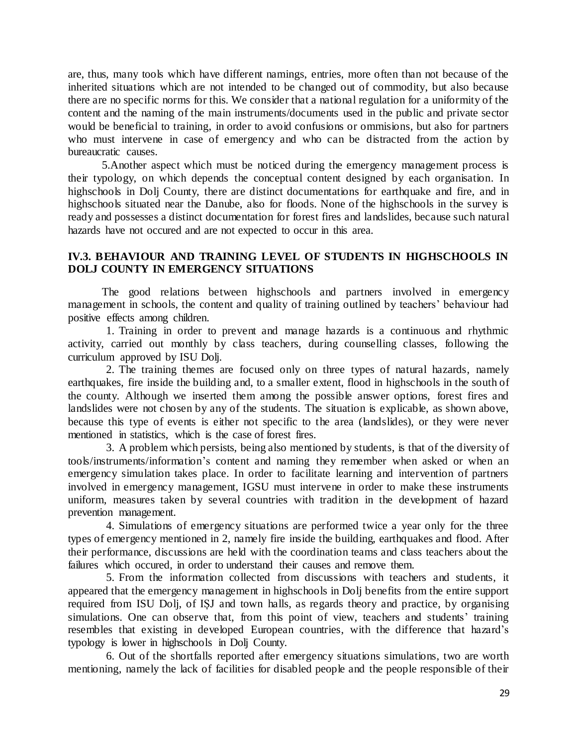are, thus, many tools which have different namings, entries, more often than not because of the inherited situations which are not intended to be changed out of commodity, but also because there are no specific norms for this. We consider that a national regulation for a uniformity of the content and the naming of the main instruments/documents used in the public and private sector would be beneficial to training, in order to avoid confusions or ommisions, but also for partners who must intervene in case of emergency and who can be distracted from the action by bureaucratic causes.

5.Another aspect which must be noticed during the emergency management process is their typology, on which depends the conceptual content designed by each organisation. In highschools in Dolj County, there are distinct documentations for earthquake and fire, and in highschools situated near the Danube, also for floods. None of the highschools in the survey is ready and possesses a distinct documentation for forest fires and landslides, because such natural hazards have not occured and are not expected to occur in this area.

## IV.3. BEHAVIOUR AND TRAINING LEVEL OF STUDENTS IN HIGHSCHOOLS IN DOLJ COUNTY IN EMERGENCY SITUATIONS

The good relations between highschools and partners involved in emergency management in schools, the content and quality of training outlined by teachers' behaviour had positive effects among children.

1. Training in order to prevent and manage hazards is a continuous and rhythmic activity, carried out monthly by class teachers, during counselling classes, following the curriculum approved by ISU Dolj.

2. The training themes are focused only on three types of natural hazards, namely earthquakes, fire inside the building and, to a smaller extent, flood in highschools in the south of the county. Although we inserted them among the possible answer options, forest fires and landslides were not chosen by any of the students. The situation is explicable, as shown above, because this type of events is either not specific to the area (landslides), or they were never mentioned in statistics, which is the case of forest fires.

3. A problem which persists, being also mentioned by students, is that of the diversity of tools/instruments/information's content and naming they remember when asked or when an emergency simulation takes place. In order to facilitate learning and intervention of partners involved in emergency management, IGSU must intervene in order to make these instruments uniform, measures taken by several countries with tradition in the development of hazard prevention management.

4. Simulations of emergency situations are performed twice a year only for the three types of emergency mentioned in 2, namely fire inside the building, earthquakes and flood. After their performance, discussions are held with the coordination teams and class teachers about the failures which occured, in order to understand their causes and remove them.

5. From the information collected from discussions with teachers and students, it appeared that the emergency management in highschools in Dolj benefits from the entire support required from ISU Dolj, of IȘJ and town halls, as regards theory and practice, by organising simulations. One can observe that, from this point of view, teachers and students' training resembles that existing in developed European countries, with the difference that hazard's typology is lower in highschools in Dolj County.

6. Out of the shortfalls reported after emergency situations simulations, two are worth mentioning, namely the lack of facilities for disabled people and the people responsible of their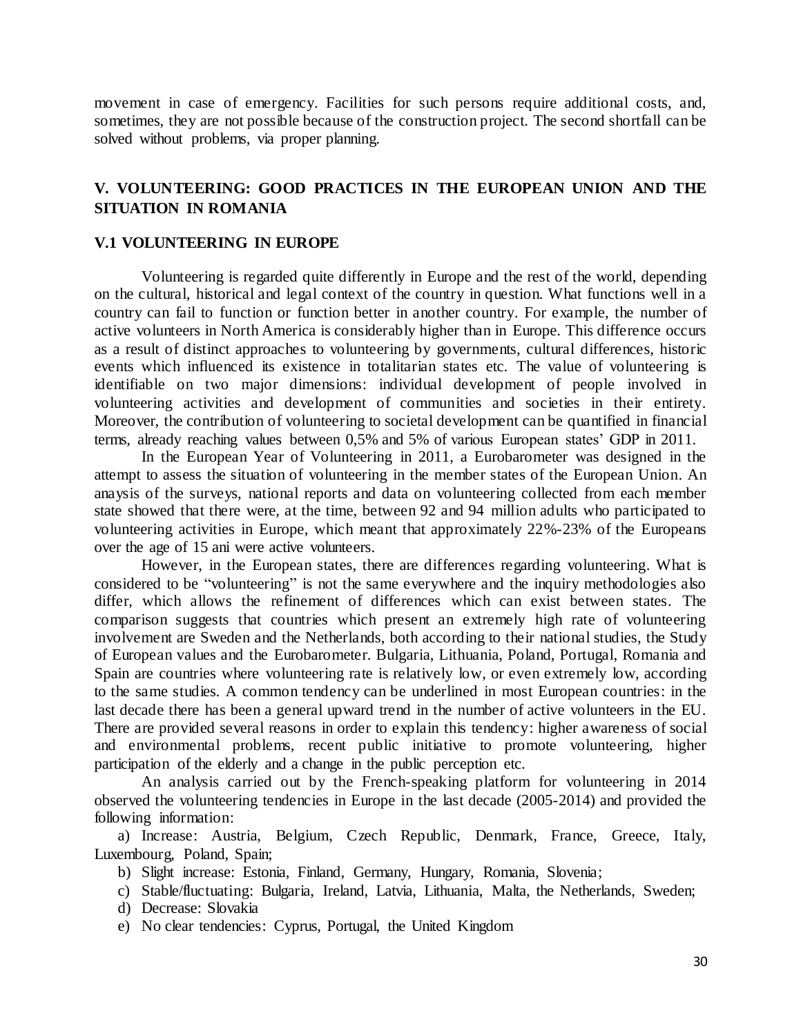movement in case of emergency. Facilities for such persons require additional costs, and, sometimes, they are not possible because of the construction project. The second shortfall can be solved without problems, via proper planning.

## V. VOLUNTEERING: GOOD PRACTICES IN THE EUROPEAN UNION AND THE SITUATION IN ROMANIA

### V.1 VOLUNTEERING IN EUROPE

Volunteering is regarded quite differently in Europe and the rest of the world, depending on the cultural, historical and legal context of the country in question. What functions well in a country can fail to function or function better in another country. For example, the number of active volunteers in North America is considerably higher than in Europe. This difference occurs as a result of distinct approaches to volunteering by governments, cultural differences, historic events which influenced its existence in totalitarian states etc. The value of volunteering is identifiable on two major dimensions: individual development of people involved in volunteering activities and development of communities and societies in their entirety. Moreover, the contribution of volunteering to societal development can be quantified in financial terms, already reaching values between 0,5% and 5% of various European states' GDP in 2011.

In the European Year of Volunteering in 2011, a Eurobarometer was designed in the attempt to assess the situation of volunteering in the member states of the European Union. An anaysis of the surveys, national reports and data on volunteering collected from each member state showed that there were, at the time, between 92 and 94 million adults who participated to volunteering activities in Europe, which meant that approximately 22%-23% of the Europeans over the age of 15 ani were active volunteers.

However, in the European states, there are differences regarding volunteering. What is considered to be "volunteering" is not the same everywhere and the inquiry methodologies also differ, which allows the refinement of differences which can exist between states. The comparison suggests that countries which present an extremely high rate of volunteering involvement are Sweden and the Netherlands, both according to their national studies, the Study of European values and the Eurobarometer. Bulgaria, Lithuania, Poland, Portugal, Romania and Spain are countries where volunteering rate is relatively low, or even extremely low, according to the same studies. A common tendency can be underlined in most European countries: in the last decade there has been a general upward trend in the number of active volunteers in the EU. There are provided several reasons in order to explain this tendency: higher awareness of social and environmental problems, recent public initiative to promote volunteering, higher participation of the elderly and a change in the public perception etc.

An analysis carried out by the French-speaking platform for volunteering in 2014 observed the volunteering tendencies in Europe in the last decade (2005-2014) and provided the following information:

a) Increase: Austria, Belgium, Czech Republic, Denmark, France, Greece, Italy, Luxembourg, Poland, Spain;

b) Slight increase: Estonia, Finland, Germany, Hungary, Romania, Slovenia;

c) Stable/fluctuating: Bulgaria, Ireland, Latvia, Lithuania, Malta, the Netherlands, Sweden;

d) Decrease: Slovakia

e) No clear tendencies: Cyprus, Portugal, the United Kingdom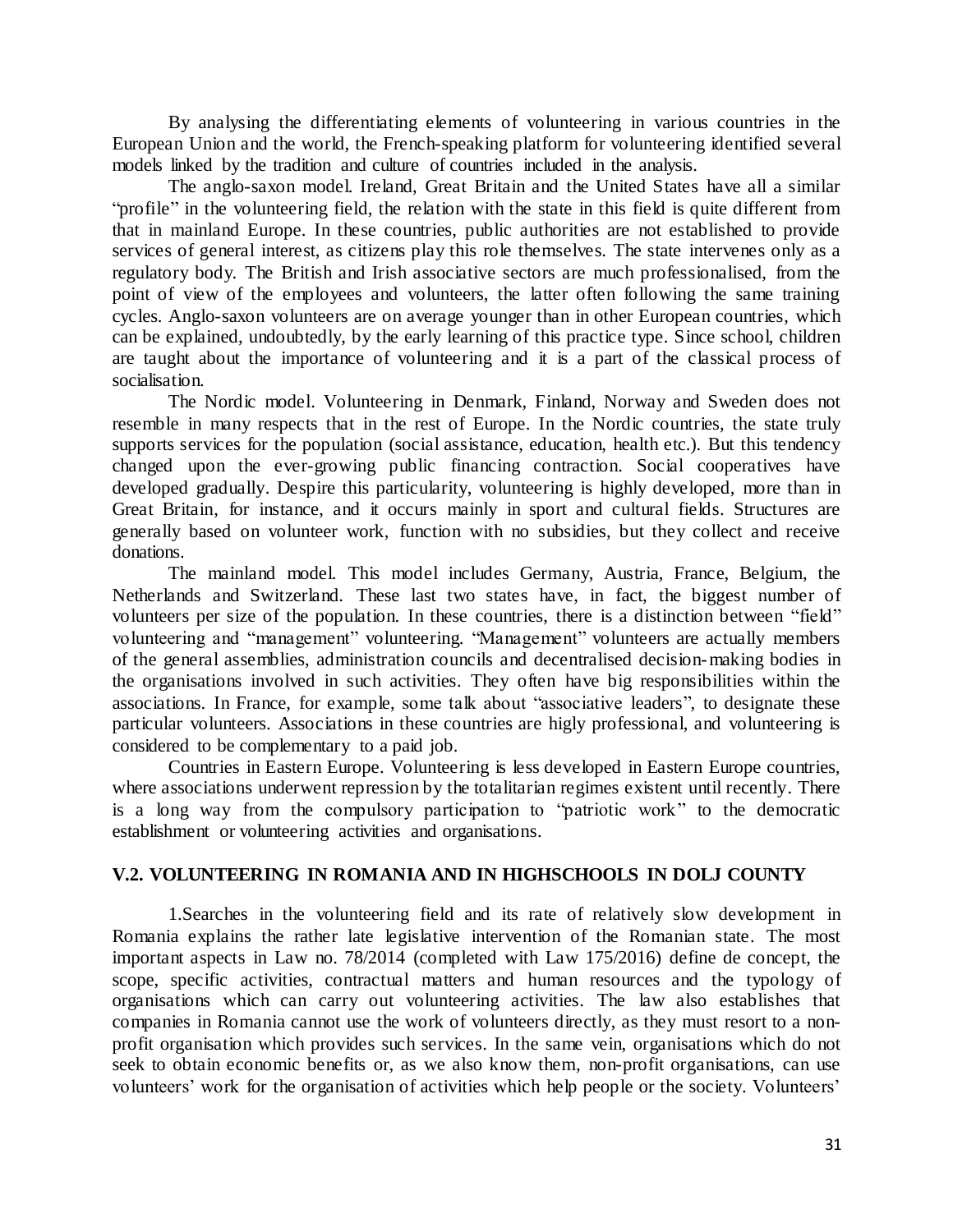By analysing the differentiating elements of volunteering in various countries in the European Union and the world, the French-speaking platform for volunteering identified several models linked by the tradition and culture of countries included in the analysis.

The anglo-saxon model. Ireland, Great Britain and the United States have all a similar "profile" in the volunteering field, the relation with the state in this field is quite different from that in mainland Europe. In these countries, public authorities are not established to provide services of general interest, as citizens play this role themselves. The state intervenes only as a regulatory body. The British and Irish associative sectors are much professionalised, from the point of view of the employees and volunteers, the latter often following the same training cycles. Anglo-saxon volunteers are on average younger than in other European countries, which can be explained, undoubtedly, by the early learning of this practice type. Since school, children are taught about the importance of volunteering and it is a part of the classical process of socialisation.

The Nordic model. Volunteering in Denmark, Finland, Norway and Sweden does not resemble in many respects that in the rest of Europe. In the Nordic countries, the state truly supports services for the population (social assistance, education, health etc.). But this tendency changed upon the ever-growing public financing contraction. Social cooperatives have developed gradually. Despire this particularity, volunteering is highly developed, more than in Great Britain, for instance, and it occurs mainly in sport and cultural fields. Structures are generally based on volunteer work, function with no subsidies, but they collect and receive donations.

The mainland model. This model includes Germany, Austria, France, Belgium, the Netherlands and Switzerland. These last two states have, in fact, the biggest number of volunteers per size of the population. In these countries, there is a distinction between "field" volunteering and "management" volunteering. "Management" volunteers are actually members of the general assemblies, administration councils and decentralised decision-making bodies in the organisations involved in such activities. They often have big responsibilities within the associations. In France, for example, some talk about "associative leaders", to designate these particular volunteers. Associations in these countries are higly professional, and volunteering is considered to be complementary to a paid job.

Countries in Eastern Europe. Volunteering is less developed in Eastern Europe countries, where associations underwent repression by the totalitarian regimes existent until recently. There is a long way from the compulsory participation to "patriotic work" to the democratic establishment or volunteering activities and organisations.

## V.2. VOLUNTEERING IN ROMANIA AND IN HIGHSCHOOLS IN DOLJ COUNTY

1.Searches in the volunteering field and its rate of relatively slow development in Romania explains the rather late legislative intervention of the Romanian state. The most important aspects in Law no. 78/2014 (completed with Law 175/2016) define de concept, the scope, specific activities, contractual matters and human resources and the typology of organisations which can carry out volunteering activities. The law also establishes that companies in Romania cannot use the work of volunteers directly, as they must resort to a non-profit organisation which provides such services. In the same vein, organisations which do not seek to obtain economic benefits or, as we also know them, non-profit organisations, can use volunteers' work for the organisation of activities which help people or the society. Volunteers'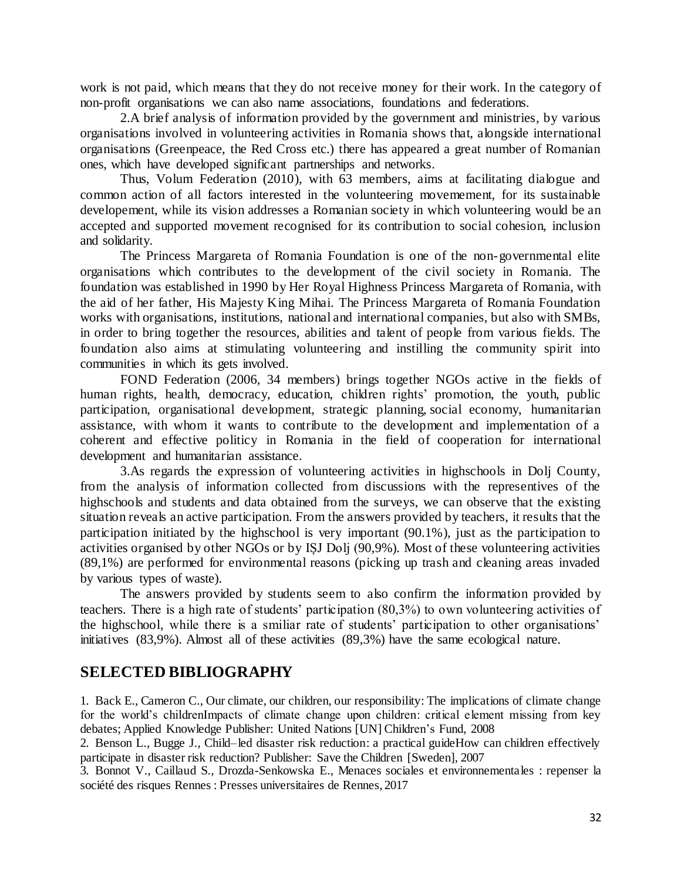work is not paid, which means that they do not receive money for their work. In the category of non-profit organisations we can also name associations, foundations and federations.

2.A brief analysis of information provided by the government and ministries, by various organisations involved in volunteering activities in Romania shows that, alongside international organisations (Greenpeace, the Red Cross etc.) there has appeared a great number of Romanian ones, which have developed significant partnerships and networks.

Thus, Volum Federation (2010), with 63 members, aims at facilitating dialogue and common action of all factors interested in the volunteering movemement, for its sustainable developement, while its vision addresses a Romanian society in which volunteering would be an accepted and supported movement recognised for its contribution to social cohesion, inclusion and solidarity.

The Princess Margareta of Romania Foundation is one of the non-governmental elite organisations which contributes to the development of the civil society in Romania. The foundation was established in 1990 by Her Royal Highness Princess Margareta of Romania, with the aid of her father, His Majesty King Mihai. The Princess Margareta of Romania Foundation works with organisations, institutions, national and international companies, but also with SMBs, in order to bring together the resources, abilities and talent of people from various fields. The foundation also aims at stimulating volunteering and instilling the community spirit into communities in which its gets involved.

FOND Federation (2006, 34 members) brings together NGOs active in the fields of human rights, health, democracy, education, children rights' promotion, the youth, public participation, organisational development, strategic planning, social economy, humanitarian assistance, with whom it wants to contribute to the development and implementation of a coherent and effective politicy in Romania in the field of cooperation for international development and humanitarian assistance.

3.As regards the expression of volunteering activities in highschools in Dolj County, from the analysis of information collected from discussions with the representives of the highschools and students and data obtained from the surveys, we can observe that the existing situation reveals an active participation. From the answers provided by teachers, it results that the participation initiated by the highschool is very important (90.1%), just as the participation to activities organised by other NGOs or by IȘJ Dolj (90,9%). Most of these volunteering activities (89,1%) are performed for environmental reasons (picking up trash and cleaning areas invaded by various types of waste).

The answers provided by students seem to also confirm the information provided by teachers. There is a high rate of students' participation (80,3%) to own volunteering activities of the highschool, while there is a smiliar rate of students' participation to other organisations' initiatives (83,9%). Almost all of these activities (89,3%) have the same ecological nature.

## SELECTED BIBLIOGRAPHY

1. Back E., Cameron C., Our climate, our children, our responsibility: The implications of climate change for the world's childrenImpacts of climate change upon children: critical element missing from key debates; Applied Knowledge Publisher: United Nations [UN] Children's Fund, 2008
2. Benson L., Bugge J., Child–led disaster risk reduction: a practical guideHow can children effectively participate in disaster risk reduction? Publisher: Save the Children [Sweden], 2007
3. Bonnot V., Caillaud S., Drozda-Senkowska E., Menaces sociales et environnementales : repenser la société des risques Rennes : Presses universitaires de Rennes, 2017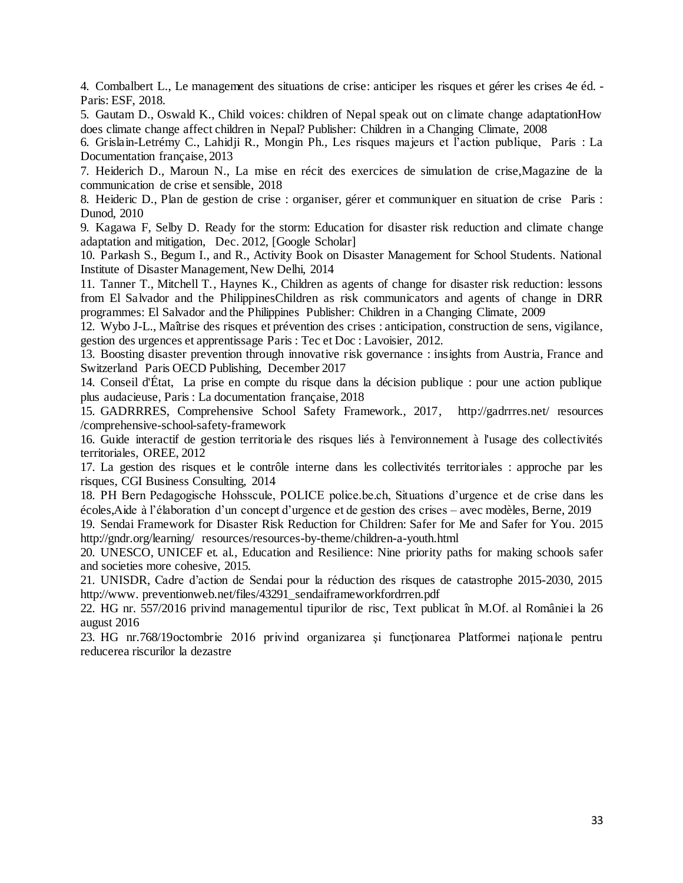4. Combalbert L., Le management des situations de crise: anticiper les risques et gérer les crises 4e éd. - Paris: ESF, 2018.
5. Gautam D., Oswald K., Child voices: children of Nepal speak out on climate change adaptationHow does climate change affect children in Nepal? Publisher: Children in a Changing Climate, 2008
6. Grislain-Letrémy C., Lahidji R., Mongin Ph., Les risques majeurs et l'action publique, Paris : La Documentation française, 2013
7. Heiderich D., Maroun N., La mise en récit des exercices de simulation de crise,Magazine de la communication de crise et sensible, 2018
8. Heideric D., Plan de gestion de crise : organiser, gérer et communiquer en situation de crise Paris : Dunod, 2010
9. Kagawa F, Selby D. Ready for the storm: Education for disaster risk reduction and climate change adaptation and mitigation, Dec. 2012, [Google Scholar]
10. Parkash S., Begum I., and R., Activity Book on Disaster Management for School Students. National Institute of Disaster Management, New Delhi, 2014
11. Tanner T., Mitchell T., Haynes K., Children as agents of change for disaster risk reduction: lessons from El Salvador and the PhilippinesChildren as risk communicators and agents of change in DRR programmes: El Salvador and the Philippines Publisher: Children in a Changing Climate, 2009
12. Wybo J-L., Maîtrise des risques et prévention des crises : anticipation, construction de sens, vigilance, gestion des urgences et apprentissage Paris : Tec et Doc : Lavoisier, 2012.
13. Boosting disaster prevention through innovative risk governance : insights from Austria, France and Switzerland Paris OECD Publishing, December 2017
14. Conseil d'État, La prise en compte du risque dans la décision publique : pour une action publique plus audacieuse, Paris : La documentation française, 2018
15. GADRRRES, Comprehensive School Safety Framework., 2017, http://gadrrres.net/ resources /comprehensive-school-safety-framework
16. Guide interactif de gestion territoriale des risques liés à l'environnement à l'usage des collectivités territoriales, OREE, 2012
17. La gestion des risques et le contrôle interne dans les collectivités territoriales : approche par les risques, CGI Business Consulting, 2014
18. PH Bern Pedagogische Hohsscule, POLICE police.be.ch, Situations d'urgence et de crise dans les écoles,Aide à l'élaboration d'un concept d'urgence et de gestion des crises – avec modèles, Berne, 2019
19. Sendai Framework for Disaster Risk Reduction for Children: Safer for Me and Safer for You. 2015 http://gndr.org/learning/ resources/resources-by-theme/children-a-youth.html
20. UNESCO, UNICEF et. al., Education and Resilience: Nine priority paths for making schools safer and societies more cohesive, 2015.
21. UNISDR, Cadre d'action de Sendai pour la réduction des risques de catastrophe 2015-2030, 2015 http://www. preventionweb.net/files/43291_sendaiframeworkfordrren.pdf
22. HG nr. 557/2016 privind managementul tipurilor de risc, Text publicat în M.Of. al României la 26 august 2016
23. HG nr.768/19octombrie 2016 privind organizarea şi funcţionarea Platformei naţionale pentru reducerea riscurilor la dezastre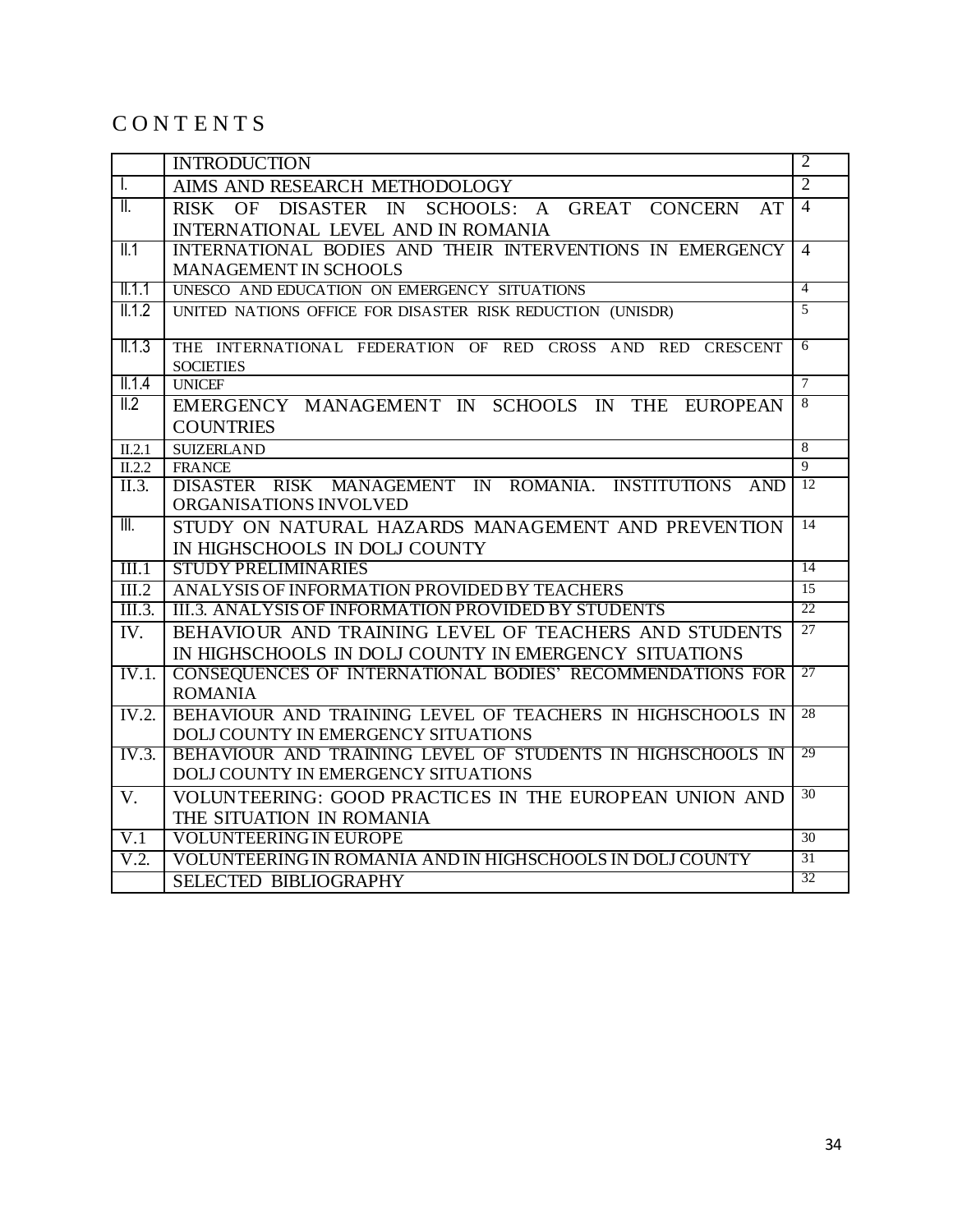# C O N T E N T S

| | | |
|---|---|---|
| | INTRODUCTION | 2 |
| I. | AIMS AND RESEARCH METHODOLOGY | 2 |
| II. | RISK OF DISASTER IN SCHOOLS: A GREAT CONCERN AT INTERNATIONAL LEVEL AND IN ROMANIA | 4 |
| II.1 | INTERNATIONAL BODIES AND THEIR INTERVENTIONS IN EMERGENCY MANAGEMENT IN SCHOOLS | 4 |
| II.1.1 | UNESCO AND EDUCATION ON EMERGENCY SITUATIONS | 4 |
| II.1.2 | UNITED NATIONS OFFICE FOR DISASTER RISK REDUCTION (UNISDR) | 5 |
| II.1.3 | THE INTERNATIONAL FEDERATION OF RED CROSS AND RED CRESCENT SOCIETIES | 6 |
| II.1.4 | UNICEF | 7 |
| II.2 | EMERGENCY MANAGEMENT IN SCHOOLS IN THE EUROPEAN COUNTRIES | 8 |
| II.2.1 | SUIZERLAND | 8 |
| II.2.2 | FRANCE | 9 |
| II.3. | DISASTER RISK MANAGEMENT IN ROMANIA. INSTITUTIONS AND ORGANISATIONS INVOLVED | 12 |
| III. | STUDY ON NATURAL HAZARDS MANAGEMENT AND PREVENTION IN HIGHSCHOOLS IN DOLJ COUNTY | 14 |
| III.1 | STUDY PRELIMINARIES | 14 |
| III.2 | ANALYSIS OF INFORMATION PROVIDED BY TEACHERS | 15 |
| III.3. | III.3. ANALYSIS OF INFORMATION PROVIDED BY STUDENTS | 22 |
| IV. | BEHAVIOUR AND TRAINING LEVEL OF TEACHERS AND STUDENTS IN HIGHSCHOOLS IN DOLJ COUNTY IN EMERGENCY SITUATIONS | 27 |
| IV.1. | CONSEQUENCES OF INTERNATIONAL BODIES' RECOMMENDATIONS FOR ROMANIA | 27 |
| IV.2. | BEHAVIOUR AND TRAINING LEVEL OF TEACHERS IN HIGHSCHOOLS IN DOLJ COUNTY IN EMERGENCY SITUATIONS | 28 |
| IV.3. | BEHAVIOUR AND TRAINING LEVEL OF STUDENTS IN HIGHSCHOOLS IN DOLJ COUNTY IN EMERGENCY SITUATIONS | 29 |
| V. | VOLUNTEERING: GOOD PRACTICES IN THE EUROPEAN UNION AND THE SITUATION IN ROMANIA | 30 |
| V.1 | VOLUNTEERING IN EUROPE | 30 |
| V.2. | VOLUNTEERING IN ROMANIA AND IN HIGHSCHOOLS IN DOLJ COUNTY | 31 |
| | SELECTED BIBLIOGRAPHY | 32 |